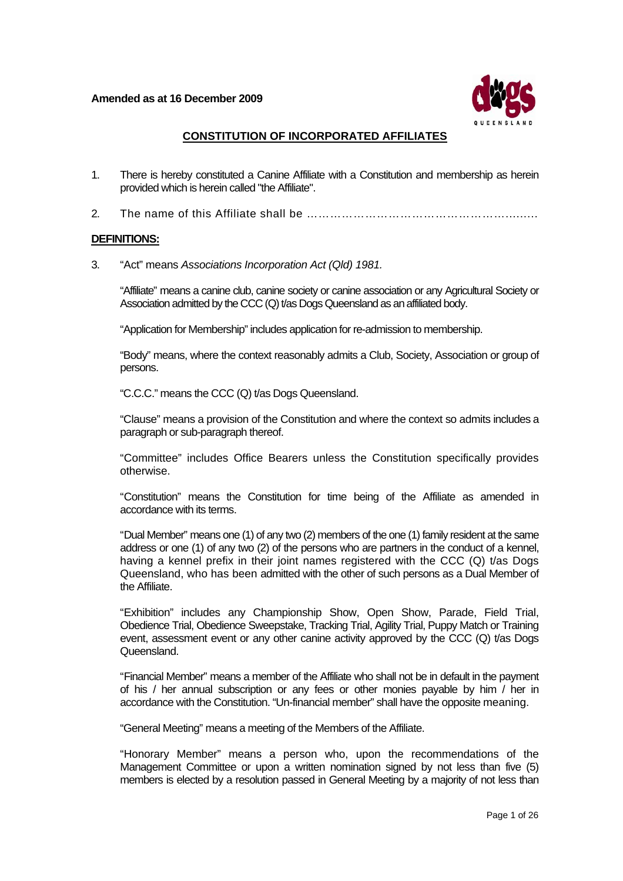**Amended as at 16 December 2009**

## CONSTITUTION OF INCORPORATED AFFILIATES

1. There is hereby constituted a Canine Affiliate with a Constitution and membership as herein provided which is herein called "the Affiliate".

2. The name of this Affiliate shall be ……………………………………………………

### DEFINITIONS:

3. "Act" means *Associations Incorporation Act (Qld) 1981.*

   "Affiliate" means a canine club, canine society or canine association or any Agricultural Society or Association admitted by the CCC (Q) t/as Dogs Queensland as an affiliated body.

   "Application for Membership" includes application for re-admission to membership.

   "Body" means, where the context reasonably admits a Club, Society, Association or group of persons.

   "C.C.C." means the CCC (Q) t/as Dogs Queensland.

   "Clause" means a provision of the Constitution and where the context so admits includes a paragraph or sub-paragraph thereof.

   "Committee" includes Office Bearers unless the Constitution specifically provides otherwise.

   "Constitution" means the Constitution for time being of the Affiliate as amended in accordance with its terms.

   "Dual Member" means one (1) of any two (2) members of the one (1) family resident at the same address or one (1) of any two (2) of the persons who are partners in the conduct of a kennel, having a kennel prefix in their joint names registered with the CCC (Q) t/as Dogs Queensland, who has been admitted with the other of such persons as a Dual Member of the Affiliate.

   "Exhibition" includes any Championship Show, Open Show, Parade, Field Trial, Obedience Trial, Obedience Sweepstake, Tracking Trial, Agility Trial, Puppy Match or Training event, assessment event or any other canine activity approved by the CCC (Q) t/as Dogs Queensland.

   "Financial Member" means a member of the Affiliate who shall not be in default in the payment of his / her annual subscription or any fees or other monies payable by him / her in accordance with the Constitution. "Un-financial member" shall have the opposite meaning.

   "General Meeting" means a meeting of the Members of the Affiliate.

   "Honorary Member" means a person who, upon the recommendations of the Management Committee or upon a written nomination signed by not less than five (5) members is elected by a resolution passed in General Meeting by a majority of not less than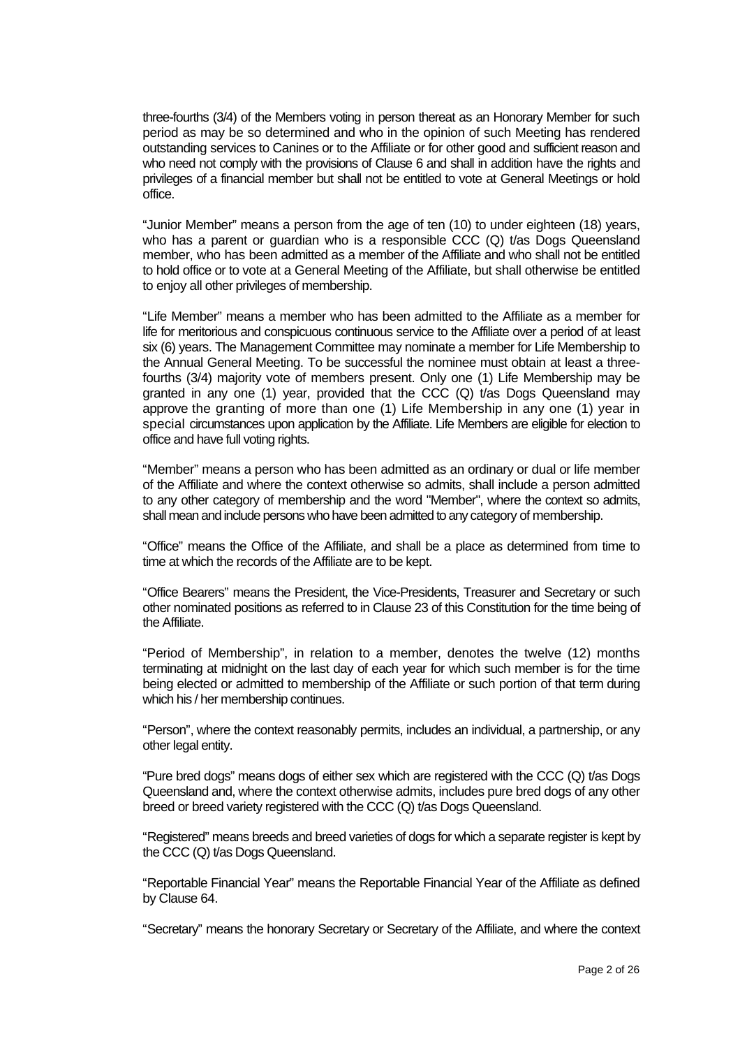three-fourths (3/4) of the Members voting in person thereat as an Honorary Member for such period as may be so determined and who in the opinion of such Meeting has rendered outstanding services to Canines or to the Affiliate or for other good and sufficient reason and who need not comply with the provisions of Clause 6 and shall in addition have the rights and privileges of a financial member but shall not be entitled to vote at General Meetings or hold office.

"Junior Member" means a person from the age of ten (10) to under eighteen (18) years, who has a parent or guardian who is a responsible CCC (Q) t/as Dogs Queensland member, who has been admitted as a member of the Affiliate and who shall not be entitled to hold office or to vote at a General Meeting of the Affiliate, but shall otherwise be entitled to enjoy all other privileges of membership.

"Life Member" means a member who has been admitted to the Affiliate as a member for life for meritorious and conspicuous continuous service to the Affiliate over a period of at least six (6) years. The Management Committee may nominate a member for Life Membership to the Annual General Meeting. To be successful the nominee must obtain at least a three-fourths (3/4) majority vote of members present. Only one (1) Life Membership may be granted in any one (1) year, provided that the CCC (Q) t/as Dogs Queensland may approve the granting of more than one (1) Life Membership in any one (1) year in special circumstances upon application by the Affiliate. Life Members are eligible for election to office and have full voting rights.

"Member" means a person who has been admitted as an ordinary or dual or life member of the Affiliate and where the context otherwise so admits, shall include a person admitted to any other category of membership and the word "Member", where the context so admits, shall mean and include persons who have been admitted to any category of membership.

"Office" means the Office of the Affiliate, and shall be a place as determined from time to time at which the records of the Affiliate are to be kept.

"Office Bearers" means the President, the Vice-Presidents, Treasurer and Secretary or such other nominated positions as referred to in Clause 23 of this Constitution for the time being of the Affiliate.

"Period of Membership", in relation to a member, denotes the twelve (12) months terminating at midnight on the last day of each year for which such member is for the time being elected or admitted to membership of the Affiliate or such portion of that term during which his / her membership continues.

"Person", where the context reasonably permits, includes an individual, a partnership, or any other legal entity.

"Pure bred dogs" means dogs of either sex which are registered with the CCC (Q) t/as Dogs Queensland and, where the context otherwise admits, includes pure bred dogs of any other breed or breed variety registered with the CCC (Q) t/as Dogs Queensland.

"Registered" means breeds and breed varieties of dogs for which a separate register is kept by the CCC (Q) t/as Dogs Queensland.

"Reportable Financial Year" means the Reportable Financial Year of the Affiliate as defined by Clause 64.

"Secretary" means the honorary Secretary or Secretary of the Affiliate, and where the context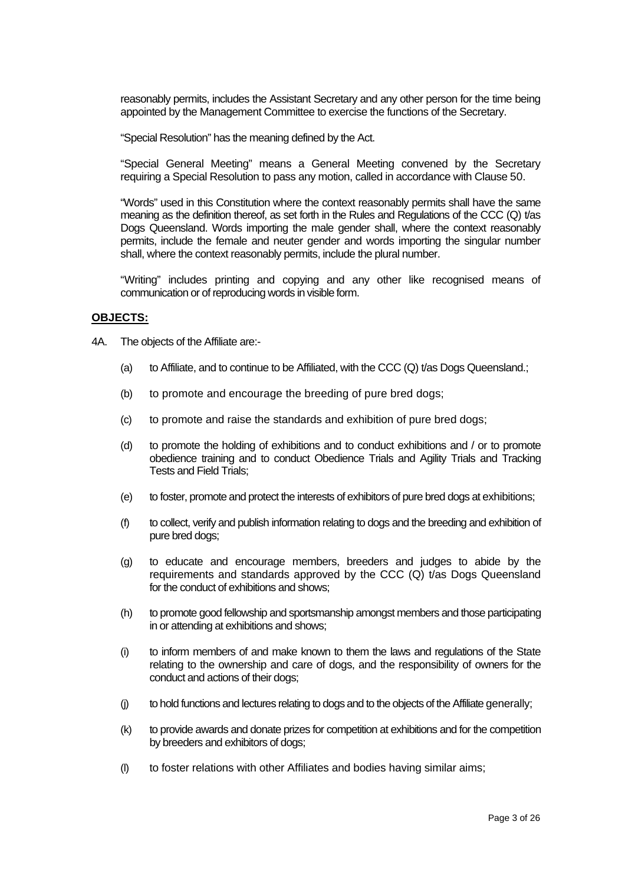reasonably permits, includes the Assistant Secretary and any other person for the time being appointed by the Management Committee to exercise the functions of the Secretary.

"Special Resolution" has the meaning defined by the Act.

"Special General Meeting" means a General Meeting convened by the Secretary requiring a Special Resolution to pass any motion, called in accordance with Clause 50.

"Words" used in this Constitution where the context reasonably permits shall have the same meaning as the definition thereof, as set forth in the Rules and Regulations of the CCC (Q) t/as Dogs Queensland. Words importing the male gender shall, where the context reasonably permits, include the female and neuter gender and words importing the singular number shall, where the context reasonably permits, include the plural number.

"Writing" includes printing and copying and any other like recognised means of communication or of reproducing words in visible form.

## OBJECTS:

4A. The objects of the Affiliate are:-

(a) to Affiliate, and to continue to be Affiliated, with the CCC (Q) t/as Dogs Queensland.;

(b) to promote and encourage the breeding of pure bred dogs;

(c) to promote and raise the standards and exhibition of pure bred dogs;

(d) to promote the holding of exhibitions and to conduct exhibitions and / or to promote obedience training and to conduct Obedience Trials and Agility Trials and Tracking Tests and Field Trials;

(e) to foster, promote and protect the interests of exhibitors of pure bred dogs at exhibitions;

(f) to collect, verify and publish information relating to dogs and the breeding and exhibition of pure bred dogs;

(g) to educate and encourage members, breeders and judges to abide by the requirements and standards approved by the CCC (Q) t/as Dogs Queensland for the conduct of exhibitions and shows;

(h) to promote good fellowship and sportsmanship amongst members and those participating in or attending at exhibitions and shows;

(i) to inform members of and make known to them the laws and regulations of the State relating to the ownership and care of dogs, and the responsibility of owners for the conduct and actions of their dogs;

(j) to hold functions and lectures relating to dogs and to the objects of the Affiliate generally;

(k) to provide awards and donate prizes for competition at exhibitions and for the competition by breeders and exhibitors of dogs;

(l) to foster relations with other Affiliates and bodies having similar aims;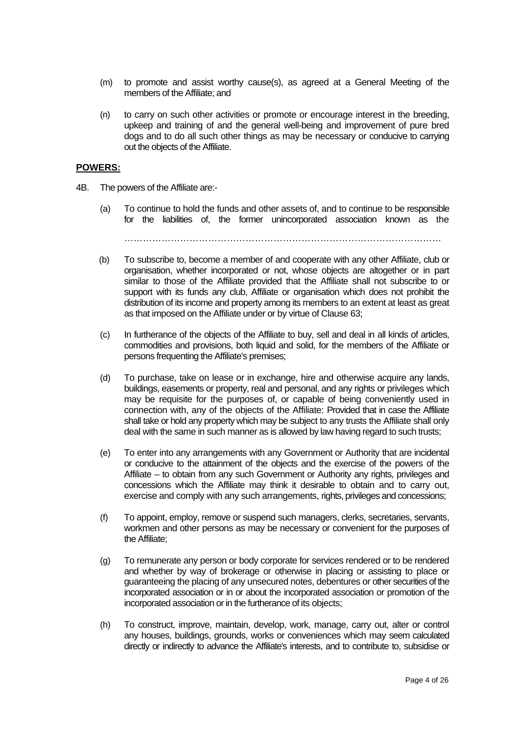(m) to promote and assist worthy cause(s), as agreed at a General Meeting of the members of the Affiliate; and

(n) to carry on such other activities or promote or encourage interest in the breeding, upkeep and training of and the general well-being and improvement of pure bred dogs and to do all such other things as may be necessary or conducive to carrying out the objects of the Affiliate.

**POWERS:**

4B. The powers of the Affiliate are:-

(a) To continue to hold the funds and other assets of, and to continue to be responsible for the liabilities of, the former unincorporated association known as the ……………………………………………………………………………………………

(b) To subscribe to, become a member of and cooperate with any other Affiliate, club or organisation, whether incorporated or not, whose objects are altogether or in part similar to those of the Affiliate provided that the Affiliate shall not subscribe to or support with its funds any club, Affiliate or organisation which does not prohibit the distribution of its income and property among its members to an extent at least as great as that imposed on the Affiliate under or by virtue of Clause 63;

(c) In furtherance of the objects of the Affiliate to buy, sell and deal in all kinds of articles, commodities and provisions, both liquid and solid, for the members of the Affiliate or persons frequenting the Affiliate's premises;

(d) To purchase, take on lease or in exchange, hire and otherwise acquire any lands, buildings, easements or property, real and personal, and any rights or privileges which may be requisite for the purposes of, or capable of being conveniently used in connection with, any of the objects of the Affiliate: Provided that in case the Affiliate shall take or hold any property which may be subject to any trusts the Affiliate shall only deal with the same in such manner as is allowed by law having regard to such trusts;

(e) To enter into any arrangements with any Government or Authority that are incidental or conducive to the attainment of the objects and the exercise of the powers of the Affiliate – to obtain from any such Government or Authority any rights, privileges and concessions which the Affiliate may think it desirable to obtain and to carry out, exercise and comply with any such arrangements, rights, privileges and concessions;

(f) To appoint, employ, remove or suspend such managers, clerks, secretaries, servants, workmen and other persons as may be necessary or convenient for the purposes of the Affiliate;

(g) To remunerate any person or body corporate for services rendered or to be rendered and whether by way of brokerage or otherwise in placing or assisting to place or guaranteeing the placing of any unsecured notes, debentures or other securities of the incorporated association or in or about the incorporated association or promotion of the incorporated association or in the furtherance of its objects;

(h) To construct, improve, maintain, develop, work, manage, carry out, alter or control any houses, buildings, grounds, works or conveniences which may seem calculated directly or indirectly to advance the Affiliate's interests, and to contribute to, subsidise or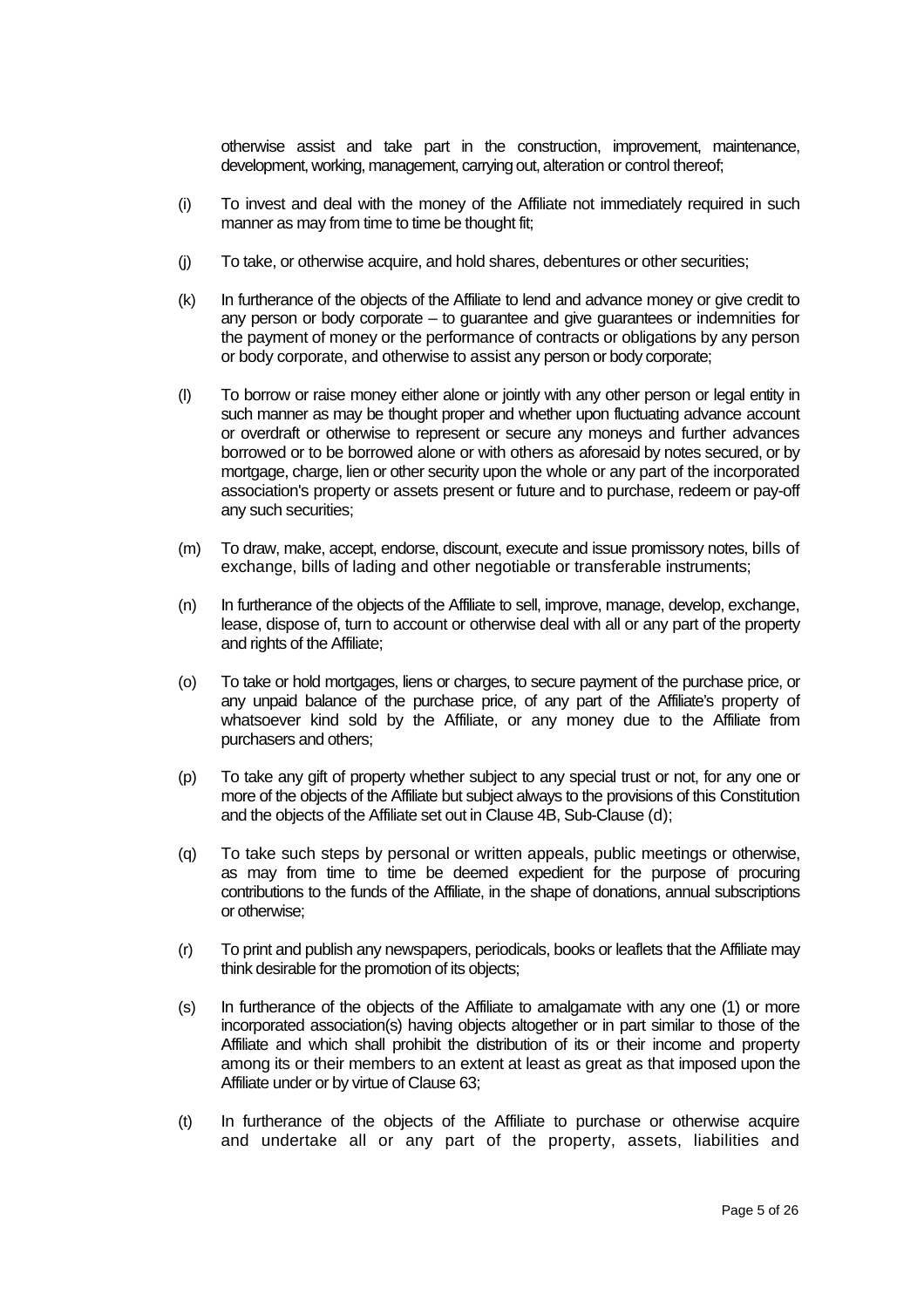otherwise assist and take part in the construction, improvement, maintenance, development, working, management, carrying out, alteration or control thereof;

(i) To invest and deal with the money of the Affiliate not immediately required in such manner as may from time to time be thought fit;

(j) To take, or otherwise acquire, and hold shares, debentures or other securities;

(k) In furtherance of the objects of the Affiliate to lend and advance money or give credit to any person or body corporate – to guarantee and give guarantees or indemnities for the payment of money or the performance of contracts or obligations by any person or body corporate, and otherwise to assist any person or body corporate;

(l) To borrow or raise money either alone or jointly with any other person or legal entity in such manner as may be thought proper and whether upon fluctuating advance account or overdraft or otherwise to represent or secure any moneys and further advances borrowed or to be borrowed alone or with others as aforesaid by notes secured, or by mortgage, charge, lien or other security upon the whole or any part of the incorporated association's property or assets present or future and to purchase, redeem or pay-off any such securities;

(m) To draw, make, accept, endorse, discount, execute and issue promissory notes, bills of exchange, bills of lading and other negotiable or transferable instruments;

(n) In furtherance of the objects of the Affiliate to sell, improve, manage, develop, exchange, lease, dispose of, turn to account or otherwise deal with all or any part of the property and rights of the Affiliate;

(o) To take or hold mortgages, liens or charges, to secure payment of the purchase price, or any unpaid balance of the purchase price, of any part of the Affiliate's property of whatsoever kind sold by the Affiliate, or any money due to the Affiliate from purchasers and others;

(p) To take any gift of property whether subject to any special trust or not, for any one or more of the objects of the Affiliate but subject always to the provisions of this Constitution and the objects of the Affiliate set out in Clause 4B, Sub-Clause (d);

(q) To take such steps by personal or written appeals, public meetings or otherwise, as may from time to time be deemed expedient for the purpose of procuring contributions to the funds of the Affiliate, in the shape of donations, annual subscriptions or otherwise;

(r) To print and publish any newspapers, periodicals, books or leaflets that the Affiliate may think desirable for the promotion of its objects;

(s) In furtherance of the objects of the Affiliate to amalgamate with any one (1) or more incorporated association(s) having objects altogether or in part similar to those of the Affiliate and which shall prohibit the distribution of its or their income and property among its or their members to an extent at least as great as that imposed upon the Affiliate under or by virtue of Clause 63;

(t) In furtherance of the objects of the Affiliate to purchase or otherwise acquire and undertake all or any part of the property, assets, liabilities and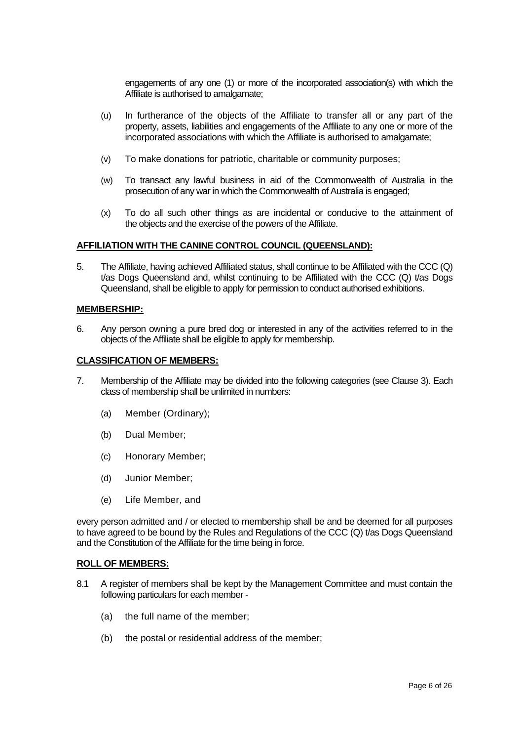engagements of any one (1) or more of the incorporated association(s) with which the Affiliate is authorised to amalgamate;

(u) In furtherance of the objects of the Affiliate to transfer all or any part of the property, assets, liabilities and engagements of the Affiliate to any one or more of the incorporated associations with which the Affiliate is authorised to amalgamate;

(v) To make donations for patriotic, charitable or community purposes;

(w) To transact any lawful business in aid of the Commonwealth of Australia in the prosecution of any war in which the Commonwealth of Australia is engaged;

(x) To do all such other things as are incidental or conducive to the attainment of the objects and the exercise of the powers of the Affiliate.

**AFFILIATION WITH THE CANINE CONTROL COUNCIL (QUEENSLAND):**

5. The Affiliate, having achieved Affiliated status, shall continue to be Affiliated with the CCC (Q) t/as Dogs Queensland and, whilst continuing to be Affiliated with the CCC (Q) t/as Dogs Queensland, shall be eligible to apply for permission to conduct authorised exhibitions.

**MEMBERSHIP:**

6. Any person owning a pure bred dog or interested in any of the activities referred to in the objects of the Affiliate shall be eligible to apply for membership.

**CLASSIFICATION OF MEMBERS:**

7. Membership of the Affiliate may be divided into the following categories (see Clause 3). Each class of membership shall be unlimited in numbers:

   (a) Member (Ordinary);

   (b) Dual Member;

   (c) Honorary Member;

   (d) Junior Member;

   (e) Life Member, and

every person admitted and / or elected to membership shall be and be deemed for all purposes to have agreed to be bound by the Rules and Regulations of the CCC (Q) t/as Dogs Queensland and the Constitution of the Affiliate for the time being in force.

**ROLL OF MEMBERS:**

8.1 A register of members shall be kept by the Management Committee and must contain the following particulars for each member -

   (a) the full name of the member;

   (b) the postal or residential address of the member;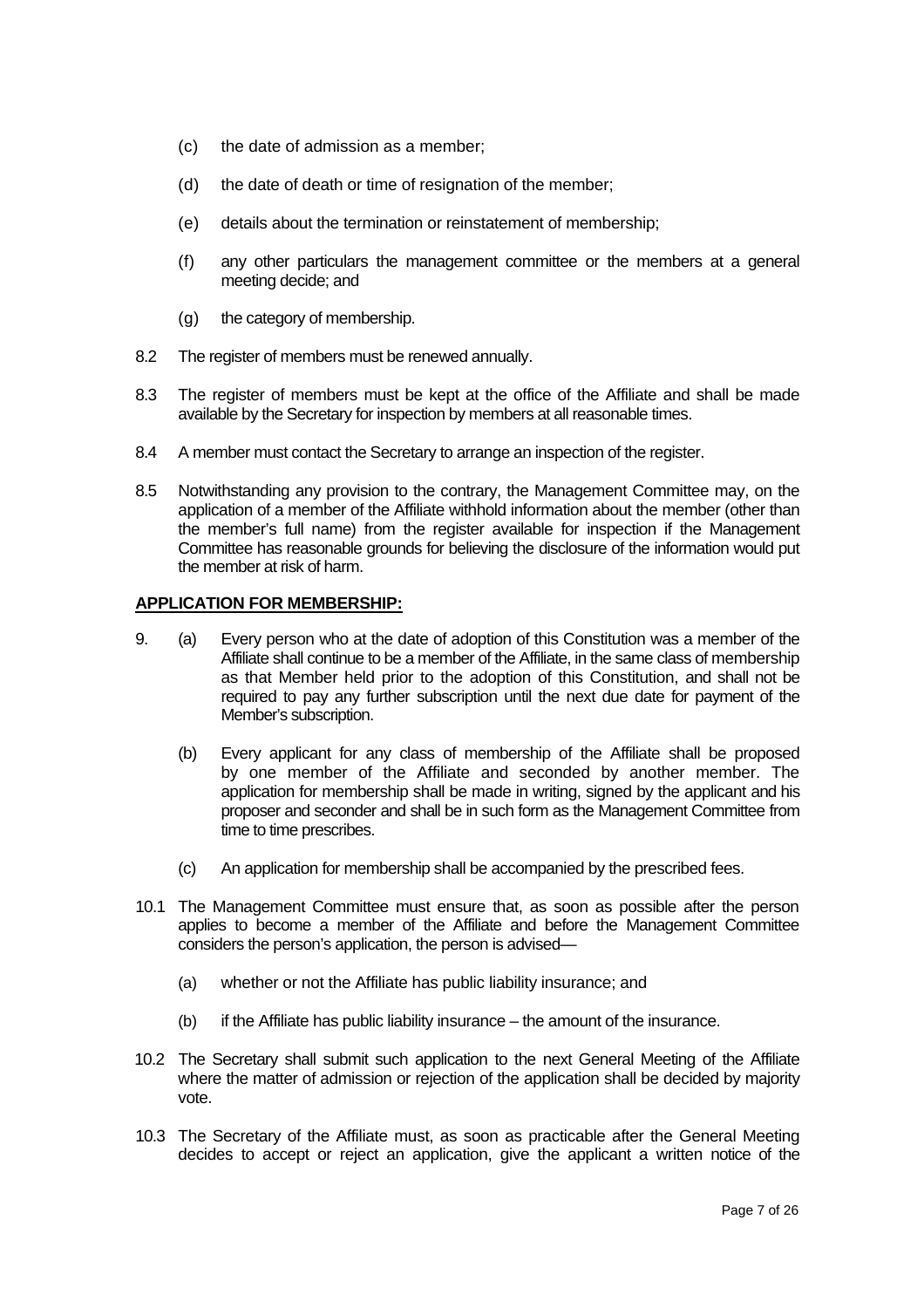(c) the date of admission as a member;

(d) the date of death or time of resignation of the member;

(e) details about the termination or reinstatement of membership;

(f) any other particulars the management committee or the members at a general meeting decide; and

(g) the category of membership.

8.2 The register of members must be renewed annually.

8.3 The register of members must be kept at the office of the Affiliate and shall be made available by the Secretary for inspection by members at all reasonable times.

8.4 A member must contact the Secretary to arrange an inspection of the register.

8.5 Notwithstanding any provision to the contrary, the Management Committee may, on the application of a member of the Affiliate withhold information about the member (other than the member's full name) from the register available for inspection if the Management Committee has reasonable grounds for believing the disclosure of the information would put the member at risk of harm.

**APPLICATION FOR MEMBERSHIP:**

9. (a) Every person who at the date of adoption of this Constitution was a member of the Affiliate shall continue to be a member of the Affiliate, in the same class of membership as that Member held prior to the adoption of this Constitution, and shall not be required to pay any further subscription until the next due date for payment of the Member's subscription.

   (b) Every applicant for any class of membership of the Affiliate shall be proposed by one member of the Affiliate and seconded by another member. The application for membership shall be made in writing, signed by the applicant and his proposer and seconder and shall be in such form as the Management Committee from time to time prescribes.

   (c) An application for membership shall be accompanied by the prescribed fees.

10.1 The Management Committee must ensure that, as soon as possible after the person applies to become a member of the Affiliate and before the Management Committee considers the person's application, the person is advised—

   (a) whether or not the Affiliate has public liability insurance; and

   (b) if the Affiliate has public liability insurance – the amount of the insurance.

10.2 The Secretary shall submit such application to the next General Meeting of the Affiliate where the matter of admission or rejection of the application shall be decided by majority vote.

10.3 The Secretary of the Affiliate must, as soon as practicable after the General Meeting decides to accept or reject an application, give the applicant a written notice of the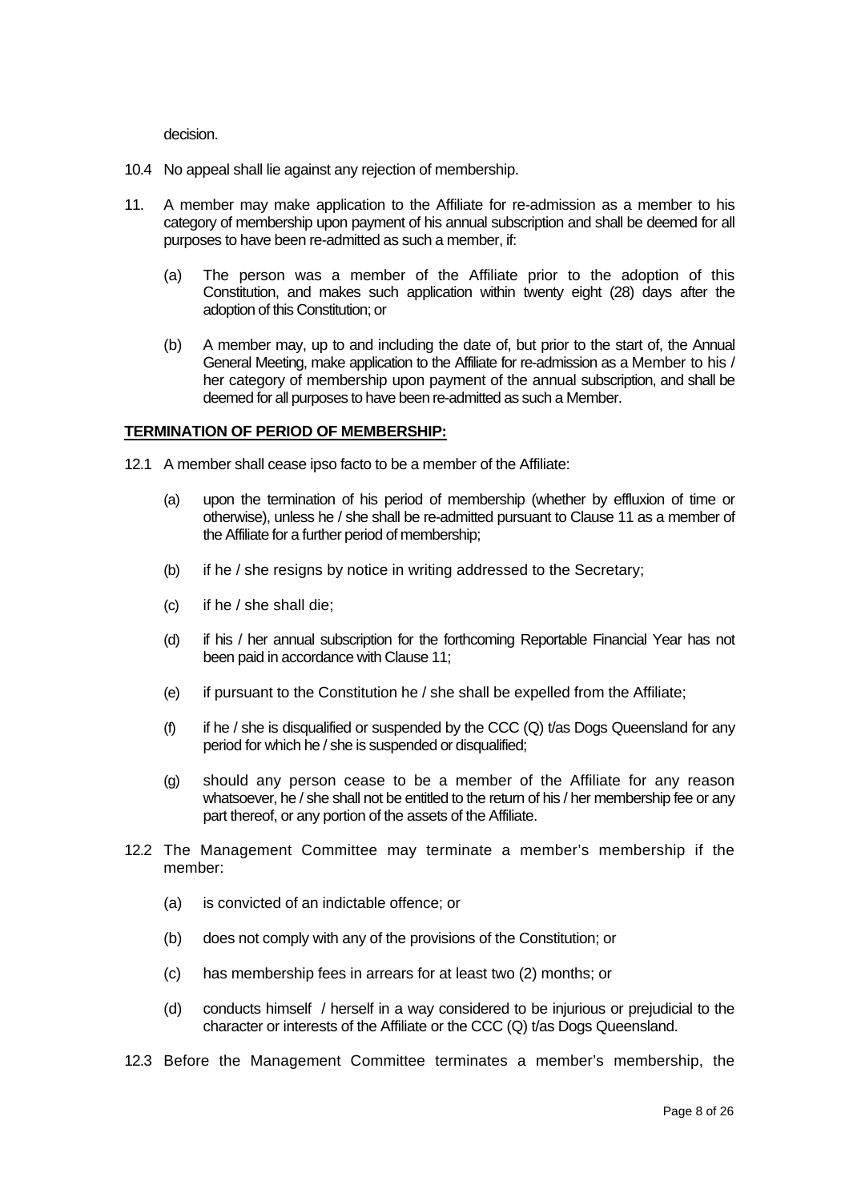decision.

10.4 No appeal shall lie against any rejection of membership.

11. A member may make application to the Affiliate for re-admission as a member to his category of membership upon payment of his annual subscription and shall be deemed for all purposes to have been re-admitted as such a member, if:

   (a) The person was a member of the Affiliate prior to the adoption of this Constitution, and makes such application within twenty eight (28) days after the adoption of this Constitution; or

   (b) A member may, up to and including the date of, but prior to the start of, the Annual General Meeting, make application to the Affiliate for re-admission as a Member to his / her category of membership upon payment of the annual subscription, and shall be deemed for all purposes to have been re-admitted as such a Member.

**TERMINATION OF PERIOD OF MEMBERSHIP:**

12.1 A member shall cease ipso facto to be a member of the Affiliate:

   (a) upon the termination of his period of membership (whether by effluxion of time or otherwise), unless he / she shall be re-admitted pursuant to Clause 11 as a member of the Affiliate for a further period of membership;

   (b) if he / she resigns by notice in writing addressed to the Secretary;

   (c) if he / she shall die;

   (d) if his / her annual subscription for the forthcoming Reportable Financial Year has not been paid in accordance with Clause 11;

   (e) if pursuant to the Constitution he / she shall be expelled from the Affiliate;

   (f) if he / she is disqualified or suspended by the CCC (Q) t/as Dogs Queensland for any period for which he / she is suspended or disqualified;

   (g) should any person cease to be a member of the Affiliate for any reason whatsoever, he / she shall not be entitled to the return of his / her membership fee or any part thereof, or any portion of the assets of the Affiliate.

12.2 The Management Committee may terminate a member's membership if the member:

   (a) is convicted of an indictable offence; or

   (b) does not comply with any of the provisions of the Constitution; or

   (c) has membership fees in arrears for at least two (2) months; or

   (d) conducts himself / herself in a way considered to be injurious or prejudicial to the character or interests of the Affiliate or the CCC (Q) t/as Dogs Queensland.

12.3 Before the Management Committee terminates a member's membership, the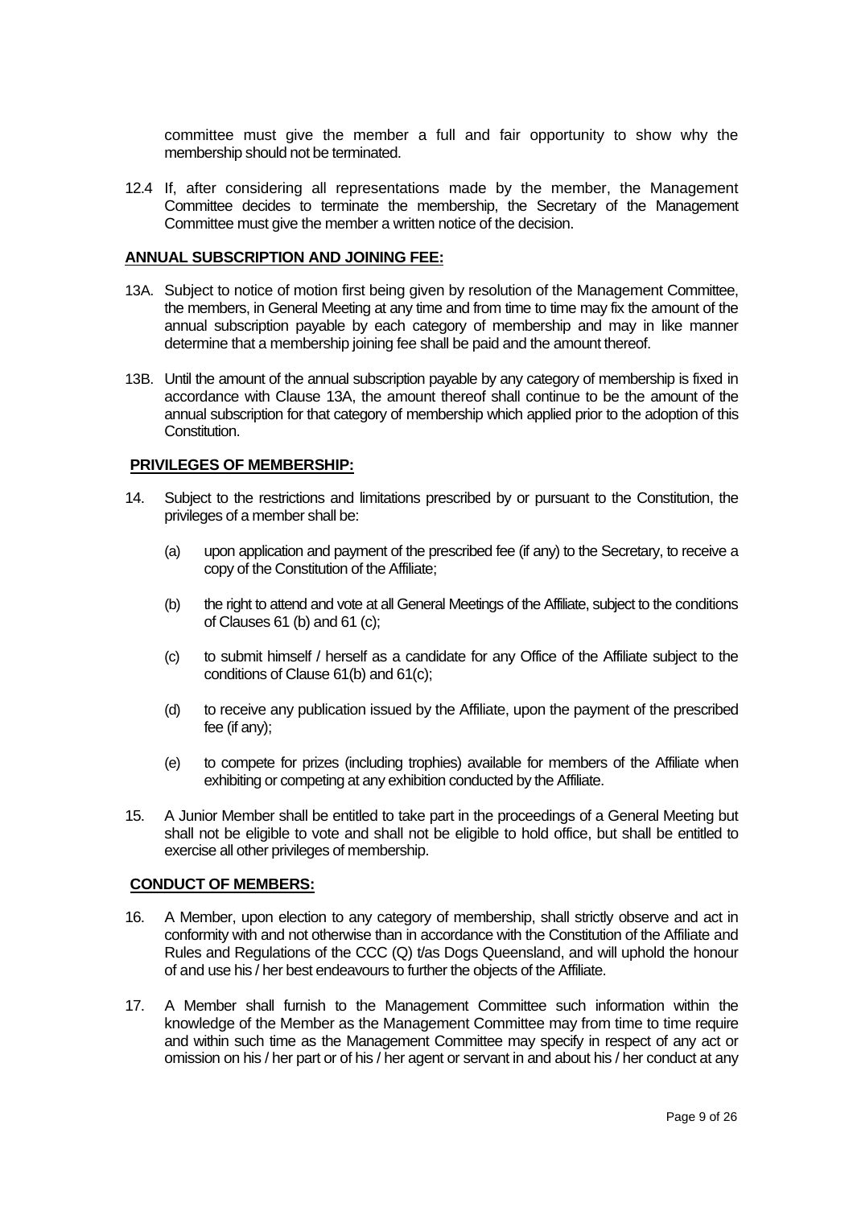committee must give the member a full and fair opportunity to show why the membership should not be terminated.

12.4 If, after considering all representations made by the member, the Management Committee decides to terminate the membership, the Secretary of the Management Committee must give the member a written notice of the decision.

**ANNUAL SUBSCRIPTION AND JOINING FEE:**

13A. Subject to notice of motion first being given by resolution of the Management Committee, the members, in General Meeting at any time and from time to time may fix the amount of the annual subscription payable by each category of membership and may in like manner determine that a membership joining fee shall be paid and the amount thereof.

13B. Until the amount of the annual subscription payable by any category of membership is fixed in accordance with Clause 13A, the amount thereof shall continue to be the amount of the annual subscription for that category of membership which applied prior to the adoption of this Constitution.

**PRIVILEGES OF MEMBERSHIP:**

14. Subject to the restrictions and limitations prescribed by or pursuant to the Constitution, the privileges of a member shall be:

    (a) upon application and payment of the prescribed fee (if any) to the Secretary, to receive a copy of the Constitution of the Affiliate;

    (b) the right to attend and vote at all General Meetings of the Affiliate, subject to the conditions of Clauses 61 (b) and 61 (c);

    (c) to submit himself / herself as a candidate for any Office of the Affiliate subject to the conditions of Clause 61(b) and 61(c);

    (d) to receive any publication issued by the Affiliate, upon the payment of the prescribed fee (if any);

    (e) to compete for prizes (including trophies) available for members of the Affiliate when exhibiting or competing at any exhibition conducted by the Affiliate.

15. A Junior Member shall be entitled to take part in the proceedings of a General Meeting but shall not be eligible to vote and shall not be eligible to hold office, but shall be entitled to exercise all other privileges of membership.

**CONDUCT OF MEMBERS:**

16. A Member, upon election to any category of membership, shall strictly observe and act in conformity with and not otherwise than in accordance with the Constitution of the Affiliate and Rules and Regulations of the CCC (Q) t/as Dogs Queensland, and will uphold the honour of and use his / her best endeavours to further the objects of the Affiliate.

17. A Member shall furnish to the Management Committee such information within the knowledge of the Member as the Management Committee may from time to time require and within such time as the Management Committee may specify in respect of any act or omission on his / her part or of his / her agent or servant in and about his / her conduct at any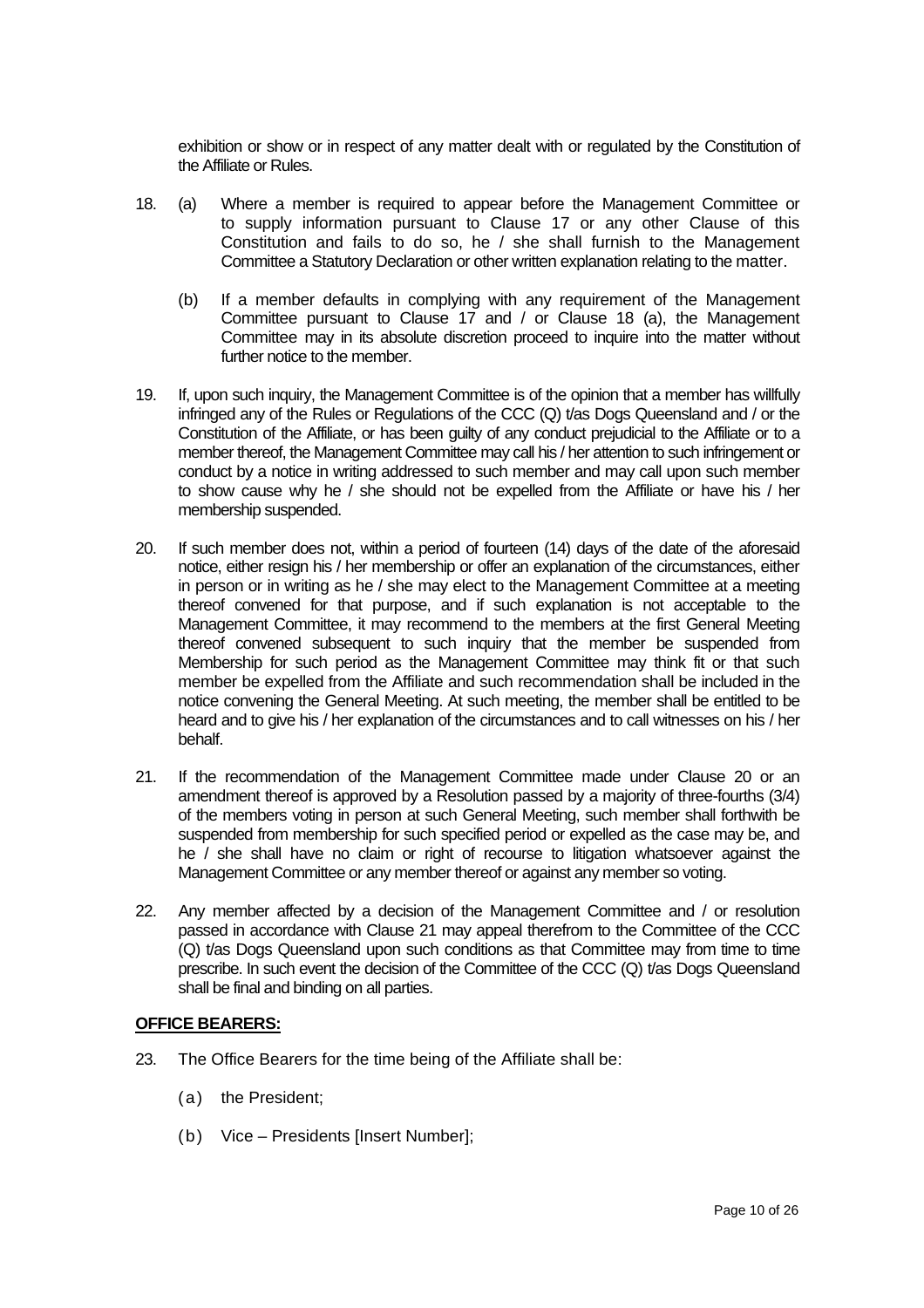exhibition or show or in respect of any matter dealt with or regulated by the Constitution of the Affiliate or Rules.

18. (a) Where a member is required to appear before the Management Committee or to supply information pursuant to Clause 17 or any other Clause of this Constitution and fails to do so, he / she shall furnish to the Management Committee a Statutory Declaration or other written explanation relating to the matter.

    (b) If a member defaults in complying with any requirement of the Management Committee pursuant to Clause 17 and / or Clause 18 (a), the Management Committee may in its absolute discretion proceed to inquire into the matter without further notice to the member.

19. If, upon such inquiry, the Management Committee is of the opinion that a member has willfully infringed any of the Rules or Regulations of the CCC (Q) t/as Dogs Queensland and / or the Constitution of the Affiliate, or has been guilty of any conduct prejudicial to the Affiliate or to a member thereof, the Management Committee may call his / her attention to such infringement or conduct by a notice in writing addressed to such member and may call upon such member to show cause why he / she should not be expelled from the Affiliate or have his / her membership suspended.

20. If such member does not, within a period of fourteen (14) days of the date of the aforesaid notice, either resign his / her membership or offer an explanation of the circumstances, either in person or in writing as he / she may elect to the Management Committee at a meeting thereof convened for that purpose, and if such explanation is not acceptable to the Management Committee, it may recommend to the members at the first General Meeting thereof convened subsequent to such inquiry that the member be suspended from Membership for such period as the Management Committee may think fit or that such member be expelled from the Affiliate and such recommendation shall be included in the notice convening the General Meeting. At such meeting, the member shall be entitled to be heard and to give his / her explanation of the circumstances and to call witnesses on his / her behalf.

21. If the recommendation of the Management Committee made under Clause 20 or an amendment thereof is approved by a Resolution passed by a majority of three-fourths (3/4) of the members voting in person at such General Meeting, such member shall forthwith be suspended from membership for such specified period or expelled as the case may be, and he / she shall have no claim or right of recourse to litigation whatsoever against the Management Committee or any member thereof or against any member so voting.

22. Any member affected by a decision of the Management Committee and / or resolution passed in accordance with Clause 21 may appeal therefrom to the Committee of the CCC (Q) t/as Dogs Queensland upon such conditions as that Committee may from time to time prescribe. In such event the decision of the Committee of the CCC (Q) t/as Dogs Queensland shall be final and binding on all parties.

**OFFICE BEARERS:**

23. The Office Bearers for the time being of the Affiliate shall be:

    (a) the President;

    (b) Vice – Presidents [Insert Number];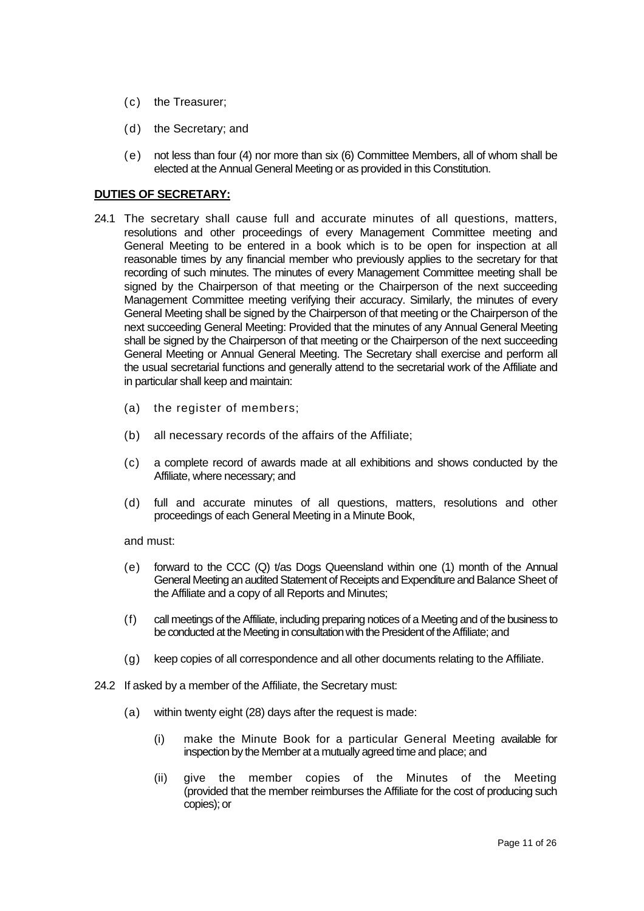(c) the Treasurer;

(d) the Secretary; and

(e) not less than four (4) nor more than six (6) Committee Members, all of whom shall be elected at the Annual General Meeting or as provided in this Constitution.

**DUTIES OF SECRETARY:**

24.1 The secretary shall cause full and accurate minutes of all questions, matters, resolutions and other proceedings of every Management Committee meeting and General Meeting to be entered in a book which is to be open for inspection at all reasonable times by any financial member who previously applies to the secretary for that recording of such minutes. The minutes of every Management Committee meeting shall be signed by the Chairperson of that meeting or the Chairperson of the next succeeding Management Committee meeting verifying their accuracy. Similarly, the minutes of every General Meeting shall be signed by the Chairperson of that meeting or the Chairperson of the next succeeding General Meeting: Provided that the minutes of any Annual General Meeting shall be signed by the Chairperson of that meeting or the Chairperson of the next succeeding General Meeting or Annual General Meeting. The Secretary shall exercise and perform all the usual secretarial functions and generally attend to the secretarial work of the Affiliate and in particular shall keep and maintain:

(a) the register of members;

(b) all necessary records of the affairs of the Affiliate;

(c) a complete record of awards made at all exhibitions and shows conducted by the Affiliate, where necessary; and

(d) full and accurate minutes of all questions, matters, resolutions and other proceedings of each General Meeting in a Minute Book,

and must:

(e) forward to the CCC (Q) t/as Dogs Queensland within one (1) month of the Annual General Meeting an audited Statement of Receipts and Expenditure and Balance Sheet of the Affiliate and a copy of all Reports and Minutes;

(f) call meetings of the Affiliate, including preparing notices of a Meeting and of the business to be conducted at the Meeting in consultation with the President of the Affiliate; and

(g) keep copies of all correspondence and all other documents relating to the Affiliate.

24.2 If asked by a member of the Affiliate, the Secretary must:

(a) within twenty eight (28) days after the request is made:

(i) make the Minute Book for a particular General Meeting available for inspection by the Member at a mutually agreed time and place; and

(ii) give the member copies of the Minutes of the Meeting (provided that the member reimburses the Affiliate for the cost of producing such copies); or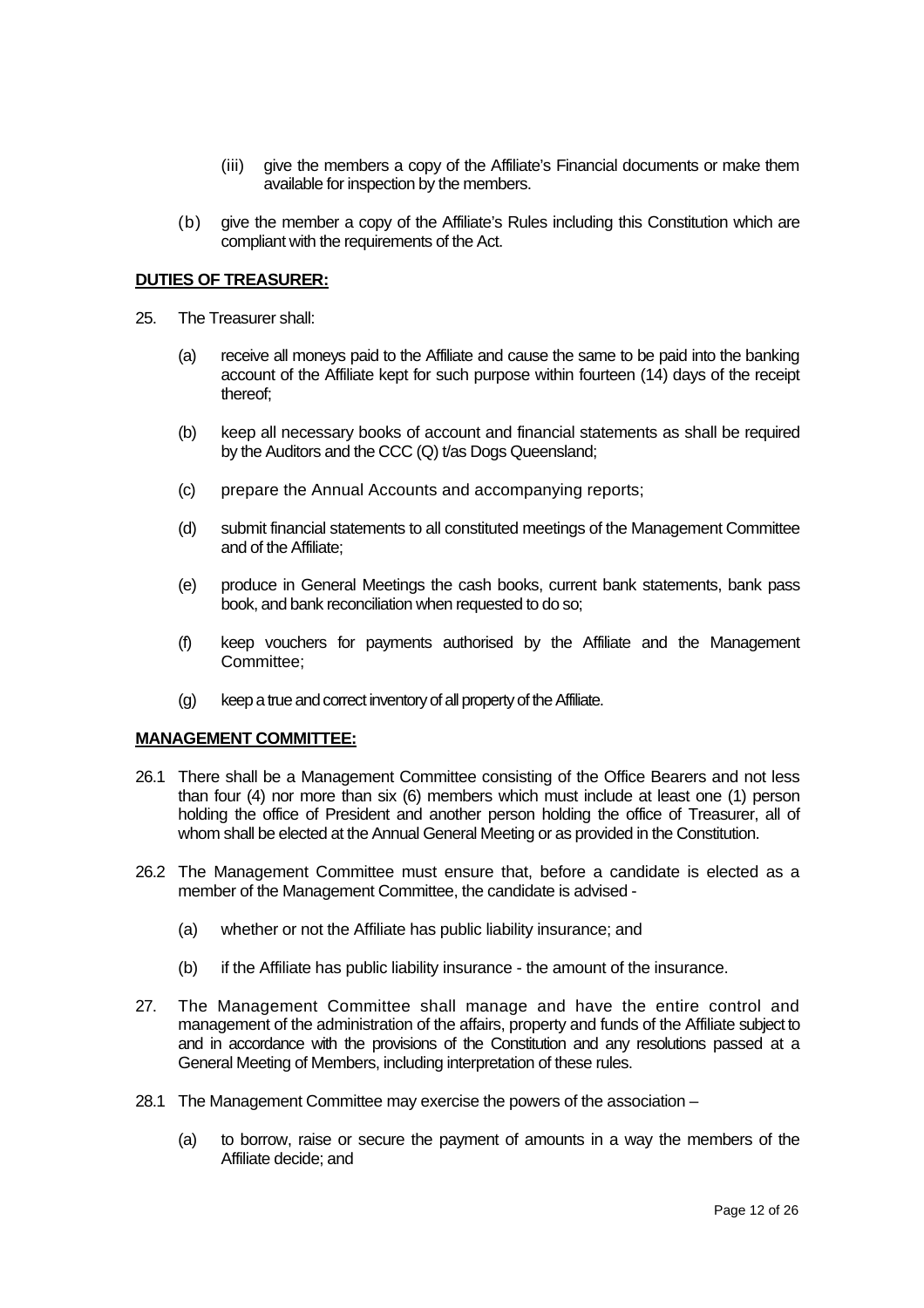(iii) give the members a copy of the Affiliate's Financial documents or make them available for inspection by the members.

(b) give the member a copy of the Affiliate's Rules including this Constitution which are compliant with the requirements of the Act.

**DUTIES OF TREASURER:**

25. The Treasurer shall:

(a) receive all moneys paid to the Affiliate and cause the same to be paid into the banking account of the Affiliate kept for such purpose within fourteen (14) days of the receipt thereof;

(b) keep all necessary books of account and financial statements as shall be required by the Auditors and the CCC (Q) t/as Dogs Queensland;

(c) prepare the Annual Accounts and accompanying reports;

(d) submit financial statements to all constituted meetings of the Management Committee and of the Affiliate;

(e) produce in General Meetings the cash books, current bank statements, bank pass book, and bank reconciliation when requested to do so;

(f) keep vouchers for payments authorised by the Affiliate and the Management Committee;

(g) keep a true and correct inventory of all property of the Affiliate.

**MANAGEMENT COMMITTEE:**

26.1 There shall be a Management Committee consisting of the Office Bearers and not less than four (4) nor more than six (6) members which must include at least one (1) person holding the office of President and another person holding the office of Treasurer, all of whom shall be elected at the Annual General Meeting or as provided in the Constitution.

26.2 The Management Committee must ensure that, before a candidate is elected as a member of the Management Committee, the candidate is advised -

(a) whether or not the Affiliate has public liability insurance; and

(b) if the Affiliate has public liability insurance - the amount of the insurance.

27. The Management Committee shall manage and have the entire control and management of the administration of the affairs, property and funds of the Affiliate subject to and in accordance with the provisions of the Constitution and any resolutions passed at a General Meeting of Members, including interpretation of these rules.

28.1 The Management Committee may exercise the powers of the association –

(a) to borrow, raise or secure the payment of amounts in a way the members of the Affiliate decide; and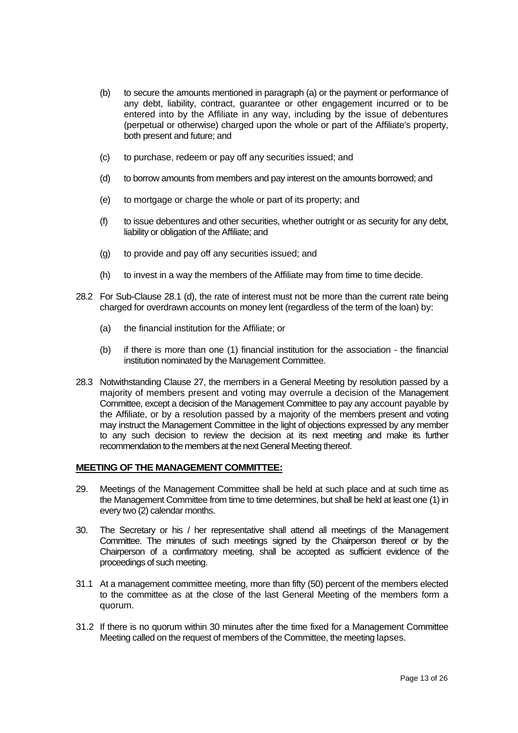(b) to secure the amounts mentioned in paragraph (a) or the payment or performance of any debt, liability, contract, guarantee or other engagement incurred or to be entered into by the Affiliate in any way, including by the issue of debentures (perpetual or otherwise) charged upon the whole or part of the Affiliate's property, both present and future; and

(c) to purchase, redeem or pay off any securities issued; and

(d) to borrow amounts from members and pay interest on the amounts borrowed; and

(e) to mortgage or charge the whole or part of its property; and

(f) to issue debentures and other securities, whether outright or as security for any debt, liability or obligation of the Affiliate; and

(g) to provide and pay off any securities issued; and

(h) to invest in a way the members of the Affiliate may from time to time decide.

28.2 For Sub-Clause 28.1 (d), the rate of interest must not be more than the current rate being charged for overdrawn accounts on money lent (regardless of the term of the loan) by:

(a) the financial institution for the Affiliate; or

(b) if there is more than one (1) financial institution for the association - the financial institution nominated by the Management Committee.

28.3 Notwithstanding Clause 27, the members in a General Meeting by resolution passed by a majority of members present and voting may overrule a decision of the Management Committee, except a decision of the Management Committee to pay any account payable by the Affiliate, or by a resolution passed by a majority of the members present and voting may instruct the Management Committee in the light of objections expressed by any member to any such decision to review the decision at its next meeting and make its further recommendation to the members at the next General Meeting thereof.

**MEETING OF THE MANAGEMENT COMMITTEE:**

29. Meetings of the Management Committee shall be held at such place and at such time as the Management Committee from time to time determines, but shall be held at least one (1) in every two (2) calendar months.

30. The Secretary or his / her representative shall attend all meetings of the Management Committee. The minutes of such meetings signed by the Chairperson thereof or by the Chairperson of a confirmatory meeting, shall be accepted as sufficient evidence of the proceedings of such meeting.

31.1 At a management committee meeting, more than fifty (50) percent of the members elected to the committee as at the close of the last General Meeting of the members form a quorum.

31.2 If there is no quorum within 30 minutes after the time fixed for a Management Committee Meeting called on the request of members of the Committee, the meeting lapses.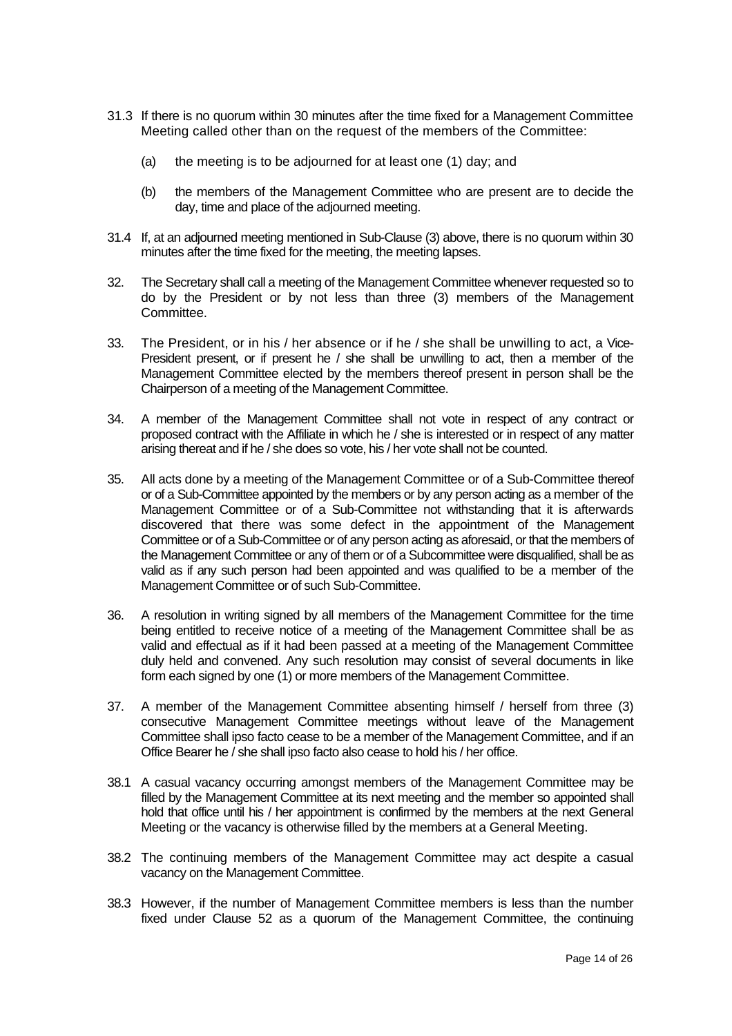31.3 If there is no quorum within 30 minutes after the time fixed for a Management Committee Meeting called other than on the request of the members of the Committee:

(a) the meeting is to be adjourned for at least one (1) day; and

(b) the members of the Management Committee who are present are to decide the day, time and place of the adjourned meeting.

31.4 If, at an adjourned meeting mentioned in Sub-Clause (3) above, there is no quorum within 30 minutes after the time fixed for the meeting, the meeting lapses.

32. The Secretary shall call a meeting of the Management Committee whenever requested so to do by the President or by not less than three (3) members of the Management Committee.

33. The President, or in his / her absence or if he / she shall be unwilling to act, a Vice-President present, or if present he / she shall be unwilling to act, then a member of the Management Committee elected by the members thereof present in person shall be the Chairperson of a meeting of the Management Committee.

34. A member of the Management Committee shall not vote in respect of any contract or proposed contract with the Affiliate in which he / she is interested or in respect of any matter arising thereat and if he / she does so vote, his / her vote shall not be counted.

35. All acts done by a meeting of the Management Committee or of a Sub-Committee thereof or of a Sub-Committee appointed by the members or by any person acting as a member of the Management Committee or of a Sub-Committee not withstanding that it is afterwards discovered that there was some defect in the appointment of the Management Committee or of a Sub-Committee or of any person acting as aforesaid, or that the members of the Management Committee or any of them or of a Subcommittee were disqualified, shall be as valid as if any such person had been appointed and was qualified to be a member of the Management Committee or of such Sub-Committee.

36. A resolution in writing signed by all members of the Management Committee for the time being entitled to receive notice of a meeting of the Management Committee shall be as valid and effectual as if it had been passed at a meeting of the Management Committee duly held and convened. Any such resolution may consist of several documents in like form each signed by one (1) or more members of the Management Committee.

37. A member of the Management Committee absenting himself / herself from three (3) consecutive Management Committee meetings without leave of the Management Committee shall ipso facto cease to be a member of the Management Committee, and if an Office Bearer he / she shall ipso facto also cease to hold his / her office.

38.1 A casual vacancy occurring amongst members of the Management Committee may be filled by the Management Committee at its next meeting and the member so appointed shall hold that office until his / her appointment is confirmed by the members at the next General Meeting or the vacancy is otherwise filled by the members at a General Meeting.

38.2 The continuing members of the Management Committee may act despite a casual vacancy on the Management Committee.

38.3 However, if the number of Management Committee members is less than the number fixed under Clause 52 as a quorum of the Management Committee, the continuing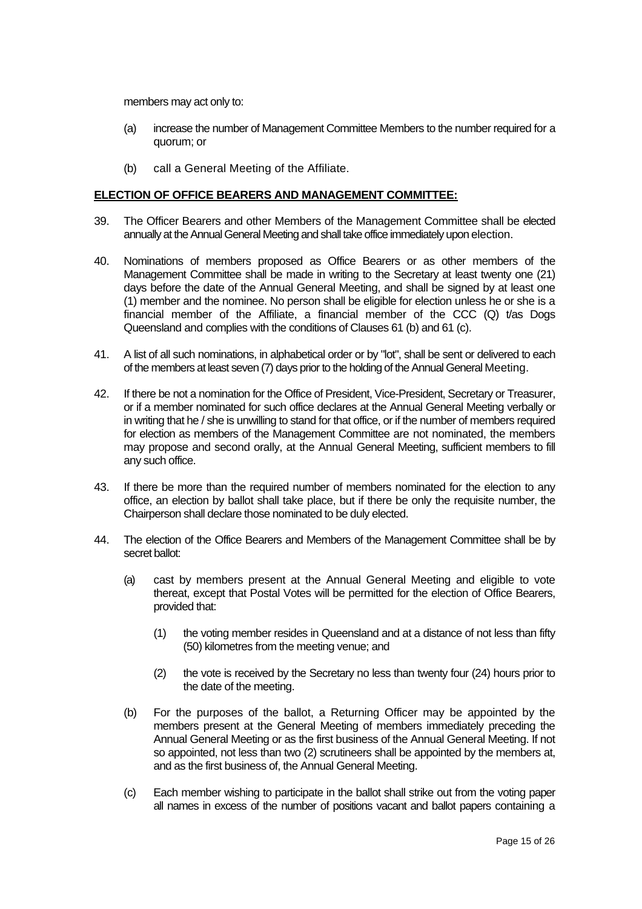members may act only to:

(a) increase the number of Management Committee Members to the number required for a quorum; or

(b) call a General Meeting of the Affiliate.

**ELECTION OF OFFICE BEARERS AND MANAGEMENT COMMITTEE:**

39. The Officer Bearers and other Members of the Management Committee shall be elected annually at the Annual General Meeting and shall take office immediately upon election.

40. Nominations of members proposed as Office Bearers or as other members of the Management Committee shall be made in writing to the Secretary at least twenty one (21) days before the date of the Annual General Meeting, and shall be signed by at least one (1) member and the nominee. No person shall be eligible for election unless he or she is a financial member of the Affiliate, a financial member of the CCC (Q) t/as Dogs Queensland and complies with the conditions of Clauses 61 (b) and 61 (c).

41. A list of all such nominations, in alphabetical order or by "lot", shall be sent or delivered to each of the members at least seven (7) days prior to the holding of the Annual General Meeting.

42. If there be not a nomination for the Office of President, Vice-President, Secretary or Treasurer, or if a member nominated for such office declares at the Annual General Meeting verbally or in writing that he / she is unwilling to stand for that office, or if the number of members required for election as members of the Management Committee are not nominated, the members may propose and second orally, at the Annual General Meeting, sufficient members to fill any such office.

43. If there be more than the required number of members nominated for the election to any office, an election by ballot shall take place, but if there be only the requisite number, the Chairperson shall declare those nominated to be duly elected.

44. The election of the Office Bearers and Members of the Management Committee shall be by secret ballot:

    (a) cast by members present at the Annual General Meeting and eligible to vote thereat, except that Postal Votes will be permitted for the election of Office Bearers, provided that:

        (1) the voting member resides in Queensland and at a distance of not less than fifty (50) kilometres from the meeting venue; and

        (2) the vote is received by the Secretary no less than twenty four (24) hours prior to the date of the meeting.

    (b) For the purposes of the ballot, a Returning Officer may be appointed by the members present at the General Meeting of members immediately preceding the Annual General Meeting or as the first business of the Annual General Meeting. If not so appointed, not less than two (2) scrutineers shall be appointed by the members at, and as the first business of, the Annual General Meeting.

    (c) Each member wishing to participate in the ballot shall strike out from the voting paper all names in excess of the number of positions vacant and ballot papers containing a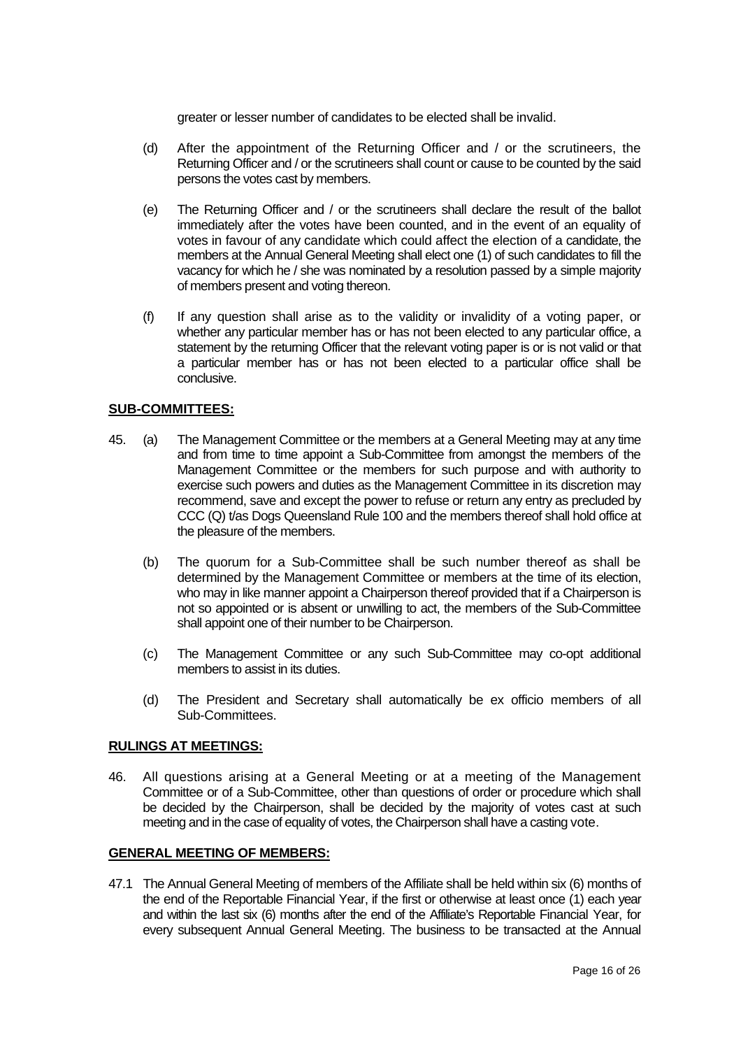greater or lesser number of candidates to be elected shall be invalid.

(d) After the appointment of the Returning Officer and / or the scrutineers, the Returning Officer and / or the scrutineers shall count or cause to be counted by the said persons the votes cast by members.

(e) The Returning Officer and / or the scrutineers shall declare the result of the ballot immediately after the votes have been counted, and in the event of an equality of votes in favour of any candidate which could affect the election of a candidate, the members at the Annual General Meeting shall elect one (1) of such candidates to fill the vacancy for which he / she was nominated by a resolution passed by a simple majority of members present and voting thereon.

(f) If any question shall arise as to the validity or invalidity of a voting paper, or whether any particular member has or has not been elected to any particular office, a statement by the returning Officer that the relevant voting paper is or is not valid or that a particular member has or has not been elected to a particular office shall be conclusive.

**SUB-COMMITTEES:**

45. (a) The Management Committee or the members at a General Meeting may at any time and from time to time appoint a Sub-Committee from amongst the members of the Management Committee or the members for such purpose and with authority to exercise such powers and duties as the Management Committee in its discretion may recommend, save and except the power to refuse or return any entry as precluded by CCC (Q) t/as Dogs Queensland Rule 100 and the members thereof shall hold office at the pleasure of the members.

(b) The quorum for a Sub-Committee shall be such number thereof as shall be determined by the Management Committee or members at the time of its election, who may in like manner appoint a Chairperson thereof provided that if a Chairperson is not so appointed or is absent or unwilling to act, the members of the Sub-Committee shall appoint one of their number to be Chairperson.

(c) The Management Committee or any such Sub-Committee may co-opt additional members to assist in its duties.

(d) The President and Secretary shall automatically be ex officio members of all Sub-Committees.

**RULINGS AT MEETINGS:**

46. All questions arising at a General Meeting or at a meeting of the Management Committee or of a Sub-Committee, other than questions of order or procedure which shall be decided by the Chairperson, shall be decided by the majority of votes cast at such meeting and in the case of equality of votes, the Chairperson shall have a casting vote.

**GENERAL MEETING OF MEMBERS:**

47.1 The Annual General Meeting of members of the Affiliate shall be held within six (6) months of the end of the Reportable Financial Year, if the first or otherwise at least once (1) each year and within the last six (6) months after the end of the Affiliate's Reportable Financial Year, for every subsequent Annual General Meeting. The business to be transacted at the Annual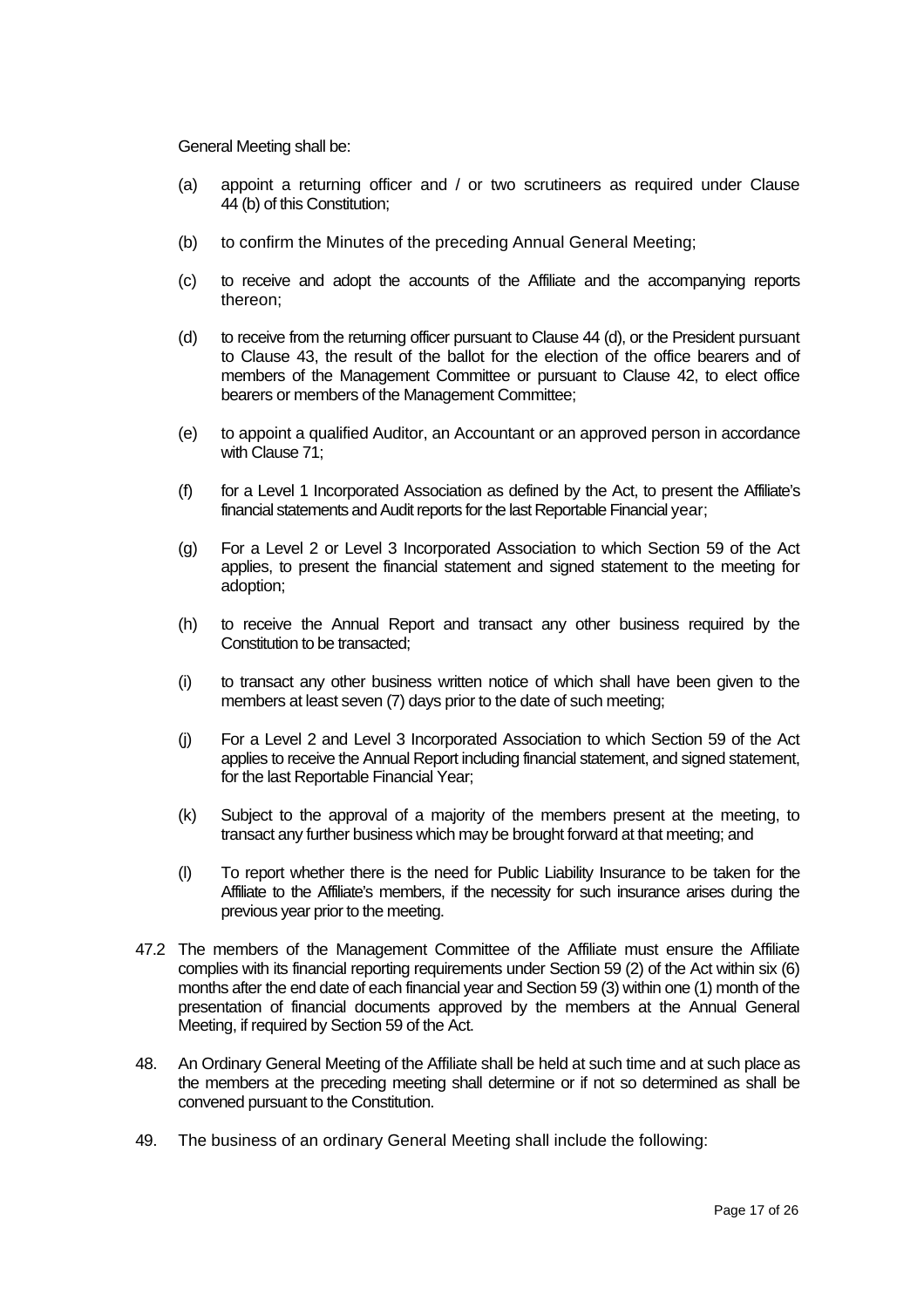General Meeting shall be:

(a) appoint a returning officer and / or two scrutineers as required under Clause 44 (b) of this Constitution;

(b) to confirm the Minutes of the preceding Annual General Meeting;

(c) to receive and adopt the accounts of the Affiliate and the accompanying reports thereon;

(d) to receive from the returning officer pursuant to Clause 44 (d), or the President pursuant to Clause 43, the result of the ballot for the election of the office bearers and of members of the Management Committee or pursuant to Clause 42, to elect office bearers or members of the Management Committee;

(e) to appoint a qualified Auditor, an Accountant or an approved person in accordance with Clause 71;

(f) for a Level 1 Incorporated Association as defined by the Act, to present the Affiliate's financial statements and Audit reports for the last Reportable Financial year;

(g) For a Level 2 or Level 3 Incorporated Association to which Section 59 of the Act applies, to present the financial statement and signed statement to the meeting for adoption;

(h) to receive the Annual Report and transact any other business required by the Constitution to be transacted;

(i) to transact any other business written notice of which shall have been given to the members at least seven (7) days prior to the date of such meeting;

(j) For a Level 2 and Level 3 Incorporated Association to which Section 59 of the Act applies to receive the Annual Report including financial statement, and signed statement, for the last Reportable Financial Year;

(k) Subject to the approval of a majority of the members present at the meeting, to transact any further business which may be brought forward at that meeting; and

(l) To report whether there is the need for Public Liability Insurance to be taken for the Affiliate to the Affiliate's members, if the necessity for such insurance arises during the previous year prior to the meeting.

47.2 The members of the Management Committee of the Affiliate must ensure the Affiliate complies with its financial reporting requirements under Section 59 (2) of the Act within six (6) months after the end date of each financial year and Section 59 (3) within one (1) month of the presentation of financial documents approved by the members at the Annual General Meeting, if required by Section 59 of the Act.

48. An Ordinary General Meeting of the Affiliate shall be held at such time and at such place as the members at the preceding meeting shall determine or if not so determined as shall be convened pursuant to the Constitution.

49. The business of an ordinary General Meeting shall include the following: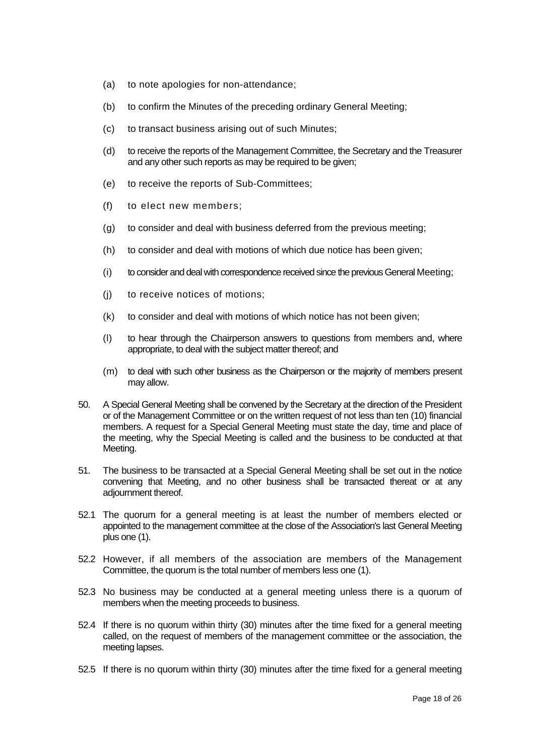(a) to note apologies for non-attendance;

(b) to confirm the Minutes of the preceding ordinary General Meeting;

(c) to transact business arising out of such Minutes;

(d) to receive the reports of the Management Committee, the Secretary and the Treasurer and any other such reports as may be required to be given;

(e) to receive the reports of Sub-Committees;

(f) to elect new members;

(g) to consider and deal with business deferred from the previous meeting;

(h) to consider and deal with motions of which due notice has been given;

(i) to consider and deal with correspondence received since the previous General Meeting;

(j) to receive notices of motions;

(k) to consider and deal with motions of which notice has not been given;

(l) to hear through the Chairperson answers to questions from members and, where appropriate, to deal with the subject matter thereof; and

(m) to deal with such other business as the Chairperson or the majority of members present may allow.

50. A Special General Meeting shall be convened by the Secretary at the direction of the President or of the Management Committee or on the written request of not less than ten (10) financial members. A request for a Special General Meeting must state the day, time and place of the meeting, why the Special Meeting is called and the business to be conducted at that Meeting.

51. The business to be transacted at a Special General Meeting shall be set out in the notice convening that Meeting, and no other business shall be transacted thereat or at any adjournment thereof.

52.1 The quorum for a general meeting is at least the number of members elected or appointed to the management committee at the close of the Association's last General Meeting plus one (1).

52.2 However, if all members of the association are members of the Management Committee, the quorum is the total number of members less one (1).

52.3 No business may be conducted at a general meeting unless there is a quorum of members when the meeting proceeds to business.

52.4 If there is no quorum within thirty (30) minutes after the time fixed for a general meeting called, on the request of members of the management committee or the association, the meeting lapses.

52.5 If there is no quorum within thirty (30) minutes after the time fixed for a general meeting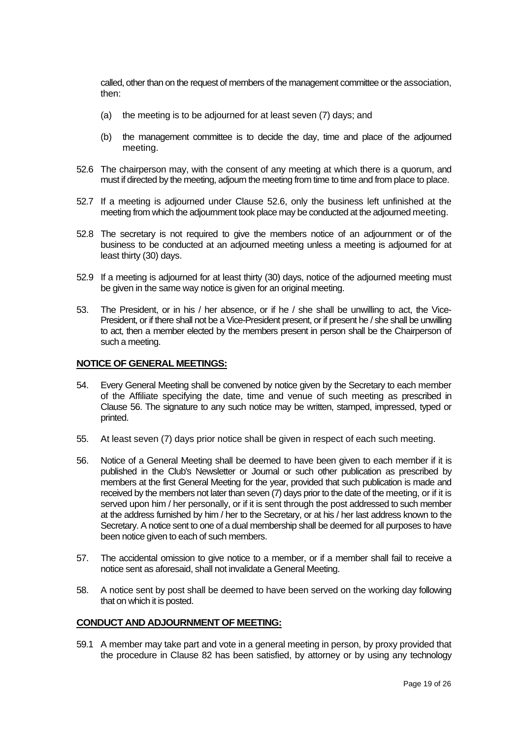called, other than on the request of members of the management committee or the association, then:

(a) the meeting is to be adjourned for at least seven (7) days; and

(b) the management committee is to decide the day, time and place of the adjourned meeting.

52.6 The chairperson may, with the consent of any meeting at which there is a quorum, and must if directed by the meeting, adjourn the meeting from time to time and from place to place.

52.7 If a meeting is adjourned under Clause 52.6, only the business left unfinished at the meeting from which the adjournment took place may be conducted at the adjourned meeting.

52.8 The secretary is not required to give the members notice of an adjournment or of the business to be conducted at an adjourned meeting unless a meeting is adjourned for at least thirty (30) days.

52.9 If a meeting is adjourned for at least thirty (30) days, notice of the adjourned meeting must be given in the same way notice is given for an original meeting.

53. The President, or in his / her absence, or if he / she shall be unwilling to act, the Vice-President, or if there shall not be a Vice-President present, or if present he / she shall be unwilling to act, then a member elected by the members present in person shall be the Chairperson of such a meeting.

**NOTICE OF GENERAL MEETINGS:**

54. Every General Meeting shall be convened by notice given by the Secretary to each member of the Affiliate specifying the date, time and venue of such meeting as prescribed in Clause 56. The signature to any such notice may be written, stamped, impressed, typed or printed.

55. At least seven (7) days prior notice shall be given in respect of each such meeting.

56. Notice of a General Meeting shall be deemed to have been given to each member if it is published in the Club's Newsletter or Journal or such other publication as prescribed by members at the first General Meeting for the year, provided that such publication is made and received by the members not later than seven (7) days prior to the date of the meeting, or if it is served upon him / her personally, or if it is sent through the post addressed to such member at the address furnished by him / her to the Secretary, or at his / her last address known to the Secretary. A notice sent to one of a dual membership shall be deemed for all purposes to have been notice given to each of such members.

57. The accidental omission to give notice to a member, or if a member shall fail to receive a notice sent as aforesaid, shall not invalidate a General Meeting.

58. A notice sent by post shall be deemed to have been served on the working day following that on which it is posted.

**CONDUCT AND ADJOURNMENT OF MEETING:**

59.1 A member may take part and vote in a general meeting in person, by proxy provided that the procedure in Clause 82 has been satisfied, by attorney or by using any technology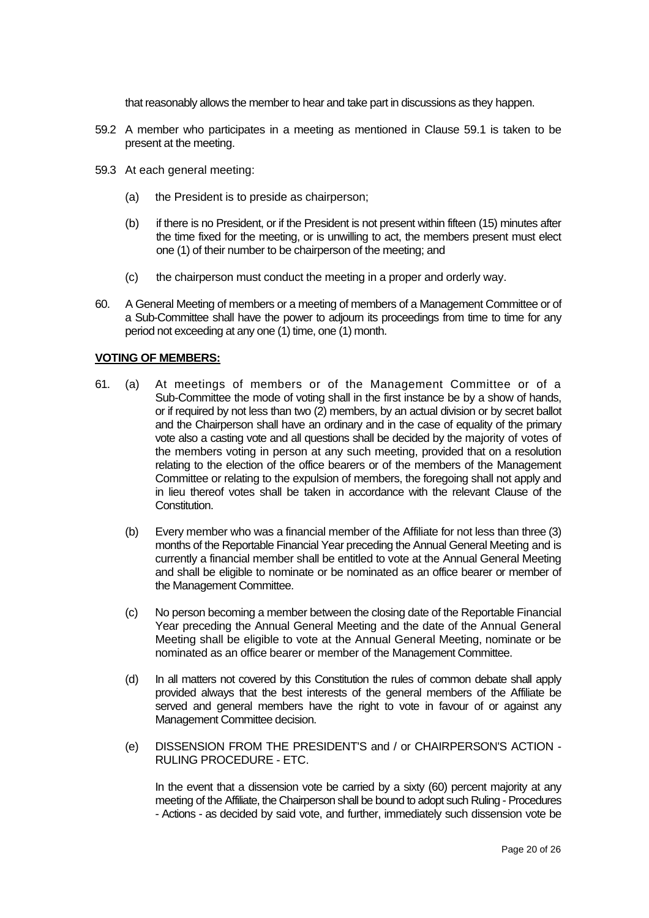that reasonably allows the member to hear and take part in discussions as they happen.

59.2 A member who participates in a meeting as mentioned in Clause 59.1 is taken to be present at the meeting.

59.3 At each general meeting:

(a) the President is to preside as chairperson;

(b) if there is no President, or if the President is not present within fifteen (15) minutes after the time fixed for the meeting, or is unwilling to act, the members present must elect one (1) of their number to be chairperson of the meeting; and

(c) the chairperson must conduct the meeting in a proper and orderly way.

60. A General Meeting of members or a meeting of members of a Management Committee or of a Sub-Committee shall have the power to adjourn its proceedings from time to time for any period not exceeding at any one (1) time, one (1) month.

**VOTING OF MEMBERS:**

61. (a) At meetings of members or of the Management Committee or of a Sub-Committee the mode of voting shall in the first instance be by a show of hands, or if required by not less than two (2) members, by an actual division or by secret ballot and the Chairperson shall have an ordinary and in the case of equality of the primary vote also a casting vote and all questions shall be decided by the majority of votes of the members voting in person at any such meeting, provided that on a resolution relating to the election of the office bearers or of the members of the Management Committee or relating to the expulsion of members, the foregoing shall not apply and in lieu thereof votes shall be taken in accordance with the relevant Clause of the Constitution.

(b) Every member who was a financial member of the Affiliate for not less than three (3) months of the Reportable Financial Year preceding the Annual General Meeting and is currently a financial member shall be entitled to vote at the Annual General Meeting and shall be eligible to nominate or be nominated as an office bearer or member of the Management Committee.

(c) No person becoming a member between the closing date of the Reportable Financial Year preceding the Annual General Meeting and the date of the Annual General Meeting shall be eligible to vote at the Annual General Meeting, nominate or be nominated as an office bearer or member of the Management Committee.

(d) In all matters not covered by this Constitution the rules of common debate shall apply provided always that the best interests of the general members of the Affiliate be served and general members have the right to vote in favour of or against any Management Committee decision.

(e) DISSENSION FROM THE PRESIDENT'S and / or CHAIRPERSON'S ACTION - RULING PROCEDURE - ETC.

In the event that a dissension vote be carried by a sixty (60) percent majority at any meeting of the Affiliate, the Chairperson shall be bound to adopt such Ruling - Procedures - Actions - as decided by said vote, and further, immediately such dissension vote be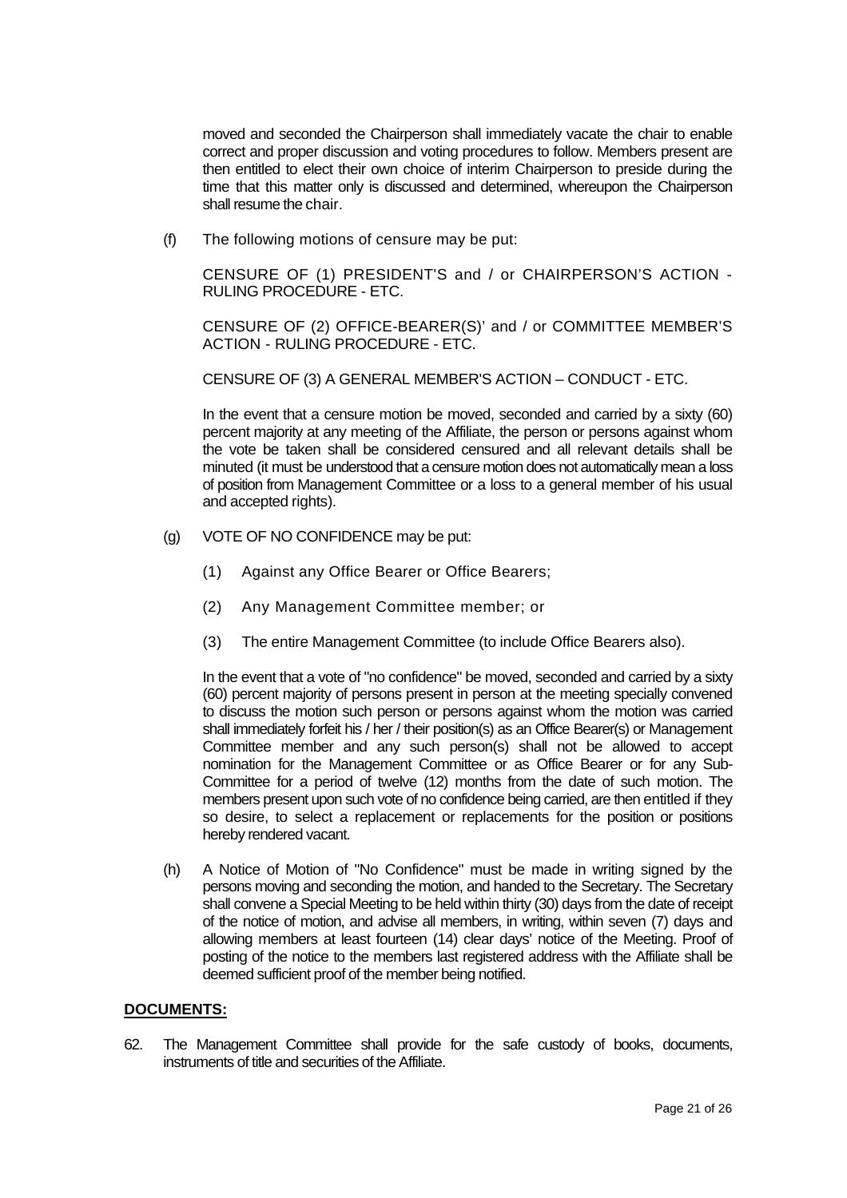moved and seconded the Chairperson shall immediately vacate the chair to enable correct and proper discussion and voting procedures to follow. Members present are then entitled to elect their own choice of interim Chairperson to preside during the time that this matter only is discussed and determined, whereupon the Chairperson shall resume the chair.

(f) The following motions of censure may be put:

CENSURE OF (1) PRESIDENT'S and / or CHAIRPERSON'S ACTION - RULING PROCEDURE - ETC.

CENSURE OF (2) OFFICE-BEARER(S)' and / or COMMITTEE MEMBER'S ACTION - RULING PROCEDURE - ETC.

CENSURE OF (3) A GENERAL MEMBER'S ACTION – CONDUCT - ETC.

In the event that a censure motion be moved, seconded and carried by a sixty (60) percent majority at any meeting of the Affiliate, the person or persons against whom the vote be taken shall be considered censured and all relevant details shall be minuted (it must be understood that a censure motion does not automatically mean a loss of position from Management Committee or a loss to a general member of his usual and accepted rights).

(g) VOTE OF NO CONFIDENCE may be put:

(1) Against any Office Bearer or Office Bearers;

(2) Any Management Committee member; or

(3) The entire Management Committee (to include Office Bearers also).

In the event that a vote of "no confidence" be moved, seconded and carried by a sixty (60) percent majority of persons present in person at the meeting specially convened to discuss the motion such person or persons against whom the motion was carried shall immediately forfeit his / her / their position(s) as an Office Bearer(s) or Management Committee member and any such person(s) shall not be allowed to accept nomination for the Management Committee or as Office Bearer or for any Sub-Committee for a period of twelve (12) months from the date of such motion. The members present upon such vote of no confidence being carried, are then entitled if they so desire, to select a replacement or replacements for the position or positions hereby rendered vacant.

(h) A Notice of Motion of "No Confidence" must be made in writing signed by the persons moving and seconding the motion, and handed to the Secretary. The Secretary shall convene a Special Meeting to be held within thirty (30) days from the date of receipt of the notice of motion, and advise all members, in writing, within seven (7) days and allowing members at least fourteen (14) clear days' notice of the Meeting. Proof of posting of the notice to the members last registered address with the Affiliate shall be deemed sufficient proof of the member being notified.

**DOCUMENTS:**

62. The Management Committee shall provide for the safe custody of books, documents, instruments of title and securities of the Affiliate.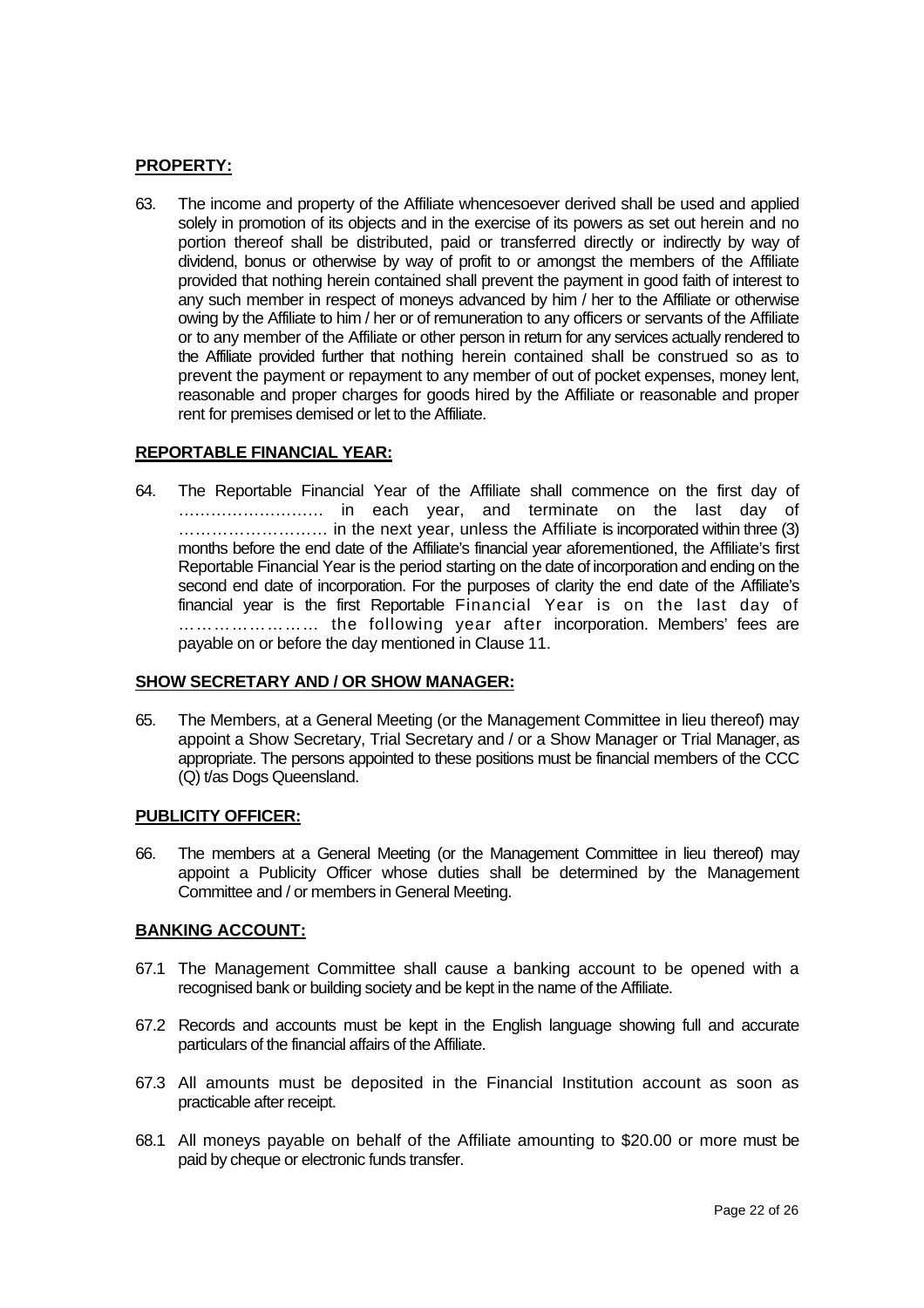**PROPERTY:**

63. The income and property of the Affiliate whencesoever derived shall be used and applied solely in promotion of its objects and in the exercise of its powers as set out herein and no portion thereof shall be distributed, paid or transferred directly or indirectly by way of dividend, bonus or otherwise by way of profit to or amongst the members of the Affiliate provided that nothing herein contained shall prevent the payment in good faith of interest to any such member in respect of moneys advanced by him / her to the Affiliate or otherwise owing by the Affiliate to him / her or of remuneration to any officers or servants of the Affiliate or to any member of the Affiliate or other person in return for any services actually rendered to the Affiliate provided further that nothing herein contained shall be construed so as to prevent the payment or repayment to any member of out of pocket expenses, money lent, reasonable and proper charges for goods hired by the Affiliate or reasonable and proper rent for premises demised or let to the Affiliate.

**REPORTABLE FINANCIAL YEAR:**

64. The Reportable Financial Year of the Affiliate shall commence on the first day of ……………………… in each year, and terminate on the last day of ……………………… in the next year, unless the Affiliate is incorporated within three (3) months before the end date of the Affiliate's financial year aforementioned, the Affiliate's first Reportable Financial Year is the period starting on the date of incorporation and ending on the second end date of incorporation. For the purposes of clarity the end date of the Affiliate's financial year is the first Reportable Financial Year is on the last day of ………………… the following year after incorporation. Members' fees are payable on or before the day mentioned in Clause 11.

**SHOW SECRETARY AND / OR SHOW MANAGER:**

65. The Members, at a General Meeting (or the Management Committee in lieu thereof) may appoint a Show Secretary, Trial Secretary and / or a Show Manager or Trial Manager, as appropriate. The persons appointed to these positions must be financial members of the CCC (Q) t/as Dogs Queensland.

**PUBLICITY OFFICER:**

66. The members at a General Meeting (or the Management Committee in lieu thereof) may appoint a Publicity Officer whose duties shall be determined by the Management Committee and / or members in General Meeting.

**BANKING ACCOUNT:**

67.1 The Management Committee shall cause a banking account to be opened with a recognised bank or building society and be kept in the name of the Affiliate.

67.2 Records and accounts must be kept in the English language showing full and accurate particulars of the financial affairs of the Affiliate.

67.3 All amounts must be deposited in the Financial Institution account as soon as practicable after receipt.

68.1 All moneys payable on behalf of the Affiliate amounting to $20.00 or more must be paid by cheque or electronic funds transfer.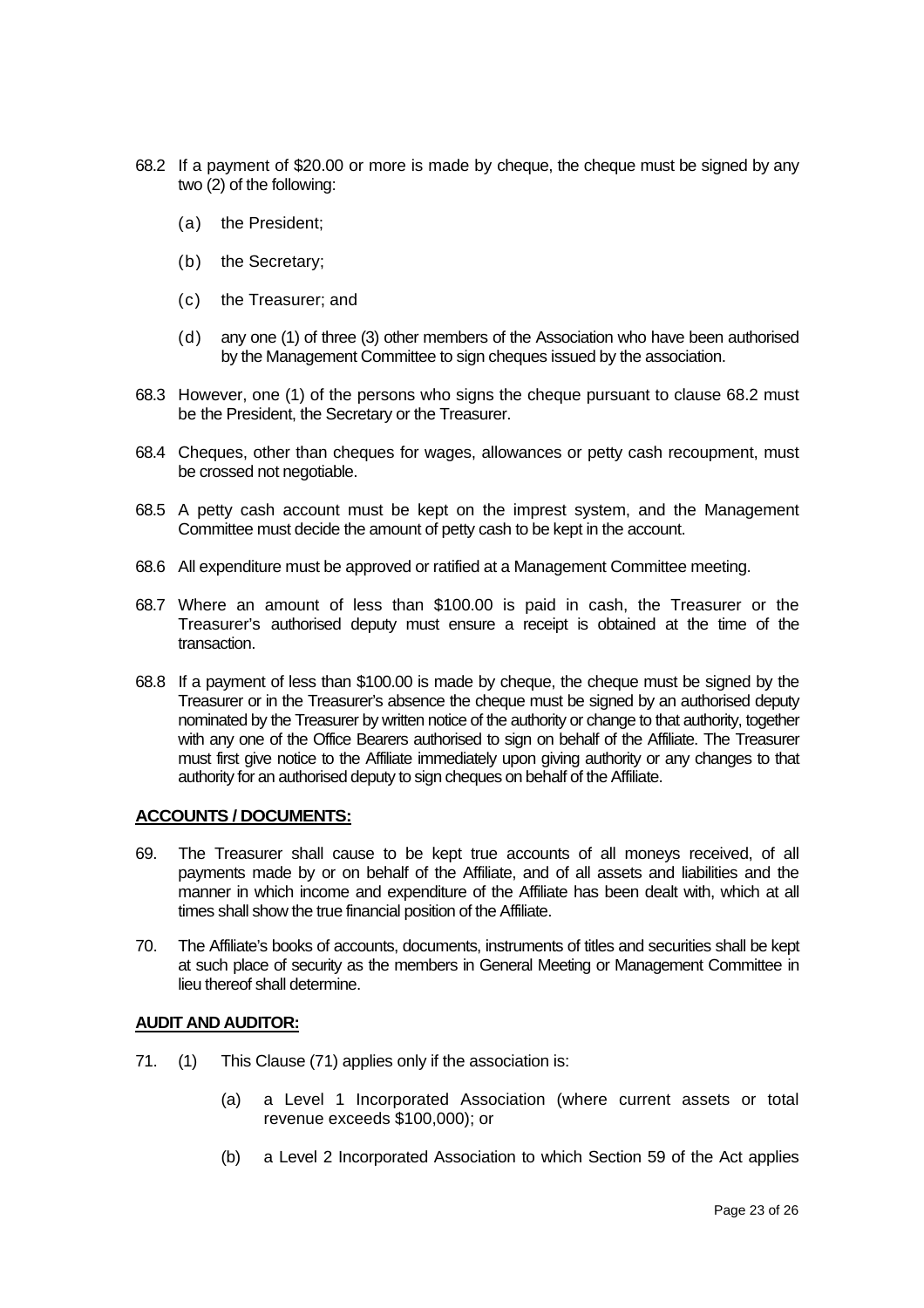68.2 If a payment of $20.00 or more is made by cheque, the cheque must be signed by any two (2) of the following:

(a) the President;

(b) the Secretary;

(c) the Treasurer; and

(d) any one (1) of three (3) other members of the Association who have been authorised by the Management Committee to sign cheques issued by the association.

68.3 However, one (1) of the persons who signs the cheque pursuant to clause 68.2 must be the President, the Secretary or the Treasurer.

68.4 Cheques, other than cheques for wages, allowances or petty cash recoupment, must be crossed not negotiable.

68.5 A petty cash account must be kept on the imprest system, and the Management Committee must decide the amount of petty cash to be kept in the account.

68.6 All expenditure must be approved or ratified at a Management Committee meeting.

68.7 Where an amount of less than $100.00 is paid in cash, the Treasurer or the Treasurer's authorised deputy must ensure a receipt is obtained at the time of the transaction.

68.8 If a payment of less than $100.00 is made by cheque, the cheque must be signed by the Treasurer or in the Treasurer's absence the cheque must be signed by an authorised deputy nominated by the Treasurer by written notice of the authority or change to that authority, together with any one of the Office Bearers authorised to sign on behalf of the Affiliate. The Treasurer must first give notice to the Affiliate immediately upon giving authority or any changes to that authority for an authorised deputy to sign cheques on behalf of the Affiliate.

**ACCOUNTS / DOCUMENTS:**

69. The Treasurer shall cause to be kept true accounts of all moneys received, of all payments made by or on behalf of the Affiliate, and of all assets and liabilities and the manner in which income and expenditure of the Affiliate has been dealt with, which at all times shall show the true financial position of the Affiliate.

70. The Affiliate's books of accounts, documents, instruments of titles and securities shall be kept at such place of security as the members in General Meeting or Management Committee in lieu thereof shall determine.

**AUDIT AND AUDITOR:**

71. (1) This Clause (71) applies only if the association is:

(a) a Level 1 Incorporated Association (where current assets or total revenue exceeds $100,000); or

(b) a Level 2 Incorporated Association to which Section 59 of the Act applies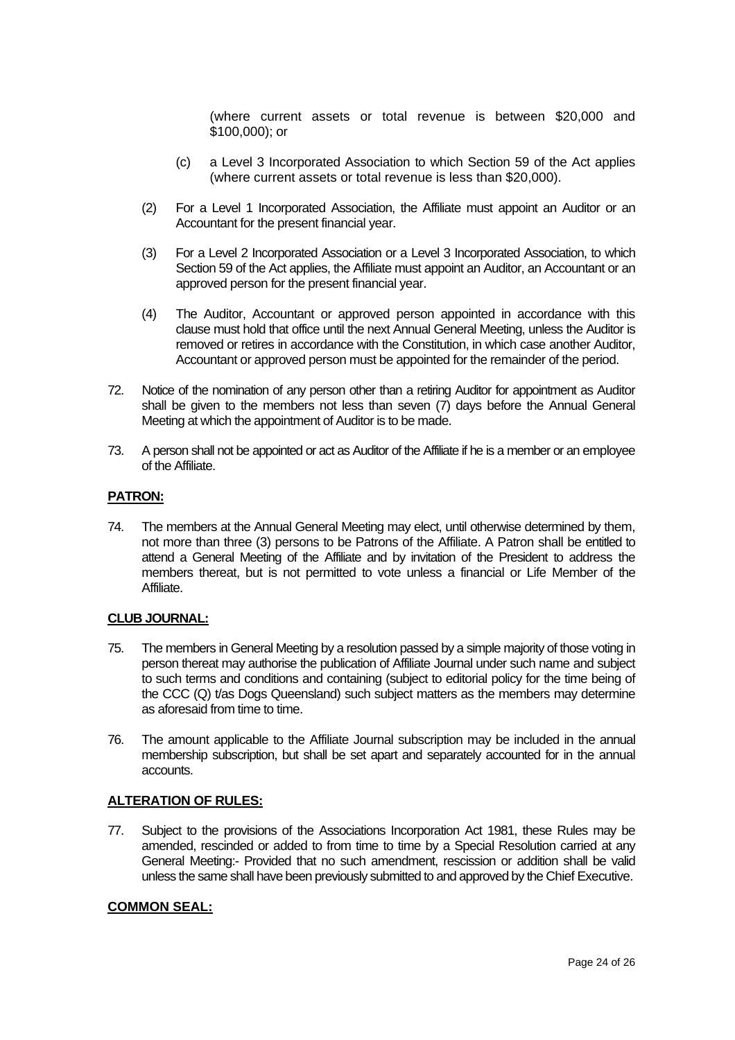(where current assets or total revenue is between $20,000 and $100,000); or

(c) a Level 3 Incorporated Association to which Section 59 of the Act applies (where current assets or total revenue is less than $20,000).

(2) For a Level 1 Incorporated Association, the Affiliate must appoint an Auditor or an Accountant for the present financial year.

(3) For a Level 2 Incorporated Association or a Level 3 Incorporated Association, to which Section 59 of the Act applies, the Affiliate must appoint an Auditor, an Accountant or an approved person for the present financial year.

(4) The Auditor, Accountant or approved person appointed in accordance with this clause must hold that office until the next Annual General Meeting, unless the Auditor is removed or retires in accordance with the Constitution, in which case another Auditor, Accountant or approved person must be appointed for the remainder of the period.

72. Notice of the nomination of any person other than a retiring Auditor for appointment as Auditor shall be given to the members not less than seven (7) days before the Annual General Meeting at which the appointment of Auditor is to be made.

73. A person shall not be appointed or act as Auditor of the Affiliate if he is a member or an employee of the Affiliate.

**PATRON:**

74. The members at the Annual General Meeting may elect, until otherwise determined by them, not more than three (3) persons to be Patrons of the Affiliate. A Patron shall be entitled to attend a General Meeting of the Affiliate and by invitation of the President to address the members thereat, but is not permitted to vote unless a financial or Life Member of the Affiliate.

**CLUB JOURNAL:**

75. The members in General Meeting by a resolution passed by a simple majority of those voting in person thereat may authorise the publication of Affiliate Journal under such name and subject to such terms and conditions and containing (subject to editorial policy for the time being of the CCC (Q) t/as Dogs Queensland) such subject matters as the members may determine as aforesaid from time to time.

76. The amount applicable to the Affiliate Journal subscription may be included in the annual membership subscription, but shall be set apart and separately accounted for in the annual accounts.

**ALTERATION OF RULES:**

77. Subject to the provisions of the Associations Incorporation Act 1981, these Rules may be amended, rescinded or added to from time to time by a Special Resolution carried at any General Meeting:- Provided that no such amendment, rescission or addition shall be valid unless the same shall have been previously submitted to and approved by the Chief Executive.

**COMMON SEAL:**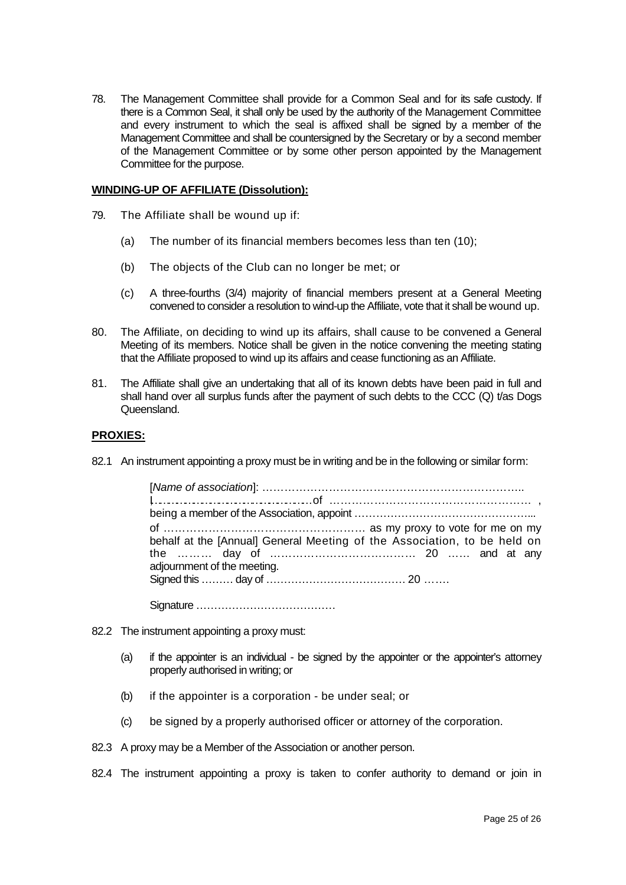78. The Management Committee shall provide for a Common Seal and for its safe custody. If there is a Common Seal, it shall only be used by the authority of the Management Committee and every instrument to which the seal is affixed shall be signed by a member of the Management Committee and shall be countersigned by the Secretary or by a second member of the Management Committee or by some other person appointed by the Management Committee for the purpose.

**WINDING-UP OF AFFILIATE (Dissolution):**

79. The Affiliate shall be wound up if:

    (a) The number of its financial members becomes less than ten (10);

    (b) The objects of the Club can no longer be met; or

    (c) A three-fourths (3/4) majority of financial members present at a General Meeting convened to consider a resolution to wind-up the Affiliate, vote that it shall be wound up.

80. The Affiliate, on deciding to wind up its affairs, shall cause to be convened a General Meeting of its members. Notice shall be given in the notice convening the meeting stating that the Affiliate proposed to wind up its affairs and cease functioning as an Affiliate.

81. The Affiliate shall give an undertaking that all of its known debts have been paid in full and shall hand over all surplus funds after the payment of such debts to the CCC (Q) t/as Dogs Queensland.

**PROXIES:**

82.1 An instrument appointing a proxy must be in writing and be in the following or similar form:

> [*Name of association*]: ……………………………………………………………..
> I……………………………………of ………………………………………………… ,
> being a member of the Association, appoint …………………………………………...
> of ……………………………………………… as my proxy to vote for me on my behalf at the [Annual] General Meeting of the Association, to be held on the ……… day of ………………………………… 20 …… and at any adjournment of the meeting.
> Signed this ……… day of ………………………………… 20 …….
>
> Signature …………………………………

82.2 The instrument appointing a proxy must:

    (a) if the appointer is an individual - be signed by the appointer or the appointer's attorney properly authorised in writing; or

    (b) if the appointer is a corporation - be under seal; or

    (c) be signed by a properly authorised officer or attorney of the corporation.

82.3 A proxy may be a Member of the Association or another person.

82.4 The instrument appointing a proxy is taken to confer authority to demand or join in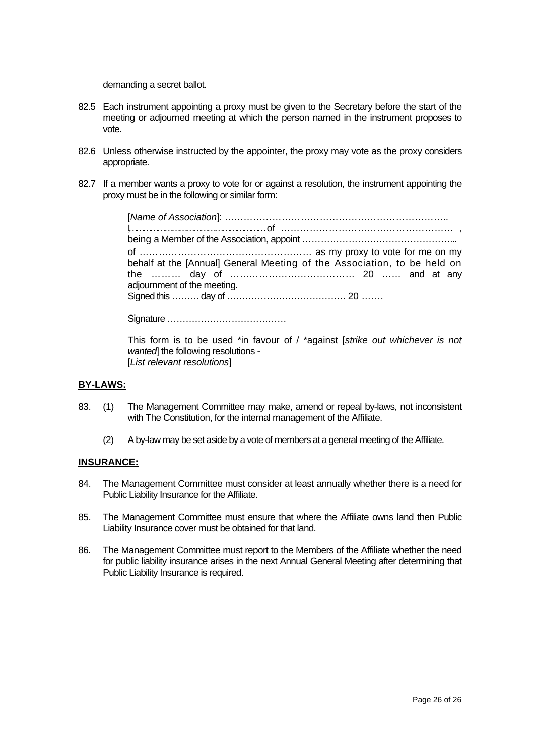demanding a secret ballot.

82.5 Each instrument appointing a proxy must be given to the Secretary before the start of the meeting or adjourned meeting at which the person named in the instrument proposes to vote.

82.6 Unless otherwise instructed by the appointer, the proxy may vote as the proxy considers appropriate.

82.7 If a member wants a proxy to vote for or against a resolution, the instrument appointing the proxy must be in the following or similar form:

> [*Name of Association*]: …………………………………………………………….
> I…………………………………………of ……………………………………………… ,
> being a Member of the Association, appoint …………………………………………...
> of ……………………………………………… as my proxy to vote for me on my behalf at the [Annual] General Meeting of the Association, to be held on the ……… day of ………………………………… 20 …… and at any adjournment of the meeting.
> Signed this ……… day of ………………………………… 20 …….
>
> Signature …………………………………
>
> This form is to be used *in favour of / *against [*strike out whichever is not wanted*] the following resolutions -
> [*List relevant resolutions*]

## BY-LAWS:

83. (1) The Management Committee may make, amend or repeal by-laws, not inconsistent with The Constitution, for the internal management of the Affiliate.

    (2) A by-law may be set aside by a vote of members at a general meeting of the Affiliate.

## INSURANCE:

84. The Management Committee must consider at least annually whether there is a need for Public Liability Insurance for the Affiliate.

85. The Management Committee must ensure that where the Affiliate owns land then Public Liability Insurance cover must be obtained for that land.

86. The Management Committee must report to the Members of the Affiliate whether the need for public liability insurance arises in the next Annual General Meeting after determining that Public Liability Insurance is required.